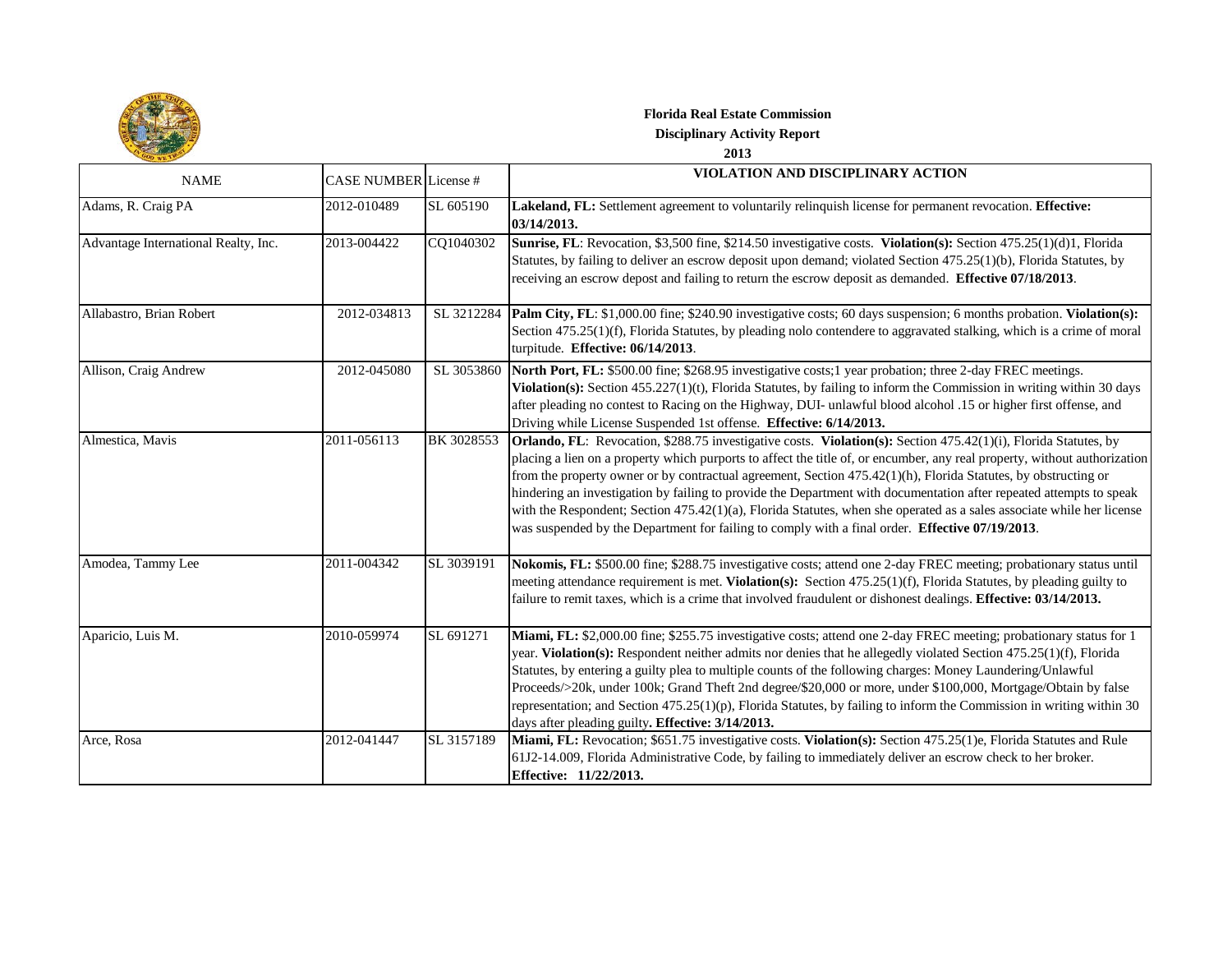**Florida Real Estate Commission**

**Disciplinary Activity Report**

**2013**

| NAME | CASE NUMBER | License # | VIOLATION AND DISCIPLINARY ACTION |
|---|---|---|---|
| Adams, R. Craig PA | 2012-010489 | SL 605190 | **Lakeland, FL:** Settlement agreement to voluntarily relinquish license for permanent revocation. **Effective: 03/14/2013.** |
| Advantage International Realty, Inc. | 2013-004422 | CQ1040302 | **Sunrise, FL**: Revocation, $3,500 fine, $214.50 investigative costs. **Violation(s):** Section 475.25(1)(d)1, Florida Statutes, by failing to deliver an escrow deposit upon demand; violated Section 475.25(1)(b), Florida Statutes, by receiving an escrow depost and failing to return the escrow deposit as demanded. **Effective 07/18/2013**. |
| Allabastro, Brian Robert | 2012-034813 | SL 3212284 | **Palm City, FL**: $1,000.00 fine; $240.90 investigative costs; 60 days suspension; 6 months probation. **Violation(s):** Section 475.25(1)(f), Florida Statutes, by pleading nolo contendere to aggravated stalking, which is a crime of moral turpitude. **Effective: 06/14/2013**. |
| Allison, Craig Andrew | 2012-045080 | SL 3053860 | **North Port, FL:** $500.00 fine; $268.95 investigative costs;1 year probation; three 2-day FREC meetings. **Violation(s):** Section 455.227(1)(t), Florida Statutes, by failing to inform the Commission in writing within 30 days after pleading no contest to Racing on the Highway, DUI- unlawful blood alcohol .15 or higher first offense, and Driving while License Suspended 1st offense. **Effective: 6/14/2013.** |
| Almestica, Mavis | 2011-056113 | BK 3028553 | **Orlando, FL**: Revocation, $288.75 investigative costs. **Violation(s):** Section 475.42(1)(i), Florida Statutes, by placing a lien on a property which purports to affect the title of, or encumber, any real property, without authorization from the property owner or by contractual agreement, Section 475.42(1)(h), Florida Statutes, by obstructing or hindering an investigation by failing to provide the Department with documentation after repeated attempts to speak with the Respondent; Section 475.42(1)(a), Florida Statutes, when she operated as a sales associate while her license was suspended by the Department for failing to comply with a final order. **Effective 07/19/2013**. |
| Amodea, Tammy Lee | 2011-004342 | SL 3039191 | **Nokomis, FL:** $500.00 fine; $288.75 investigative costs; attend one 2-day FREC meeting; probationary status until meeting attendance requirement is met. **Violation(s):** Section 475.25(1)(f), Florida Statutes, by pleading guilty to failure to remit taxes, which is a crime that involved fraudulent or dishonest dealings. **Effective: 03/14/2013.** |
| Aparicio, Luis M. | 2010-059974 | SL 691271 | **Miami, FL:** $2,000.00 fine; $255.75 investigative costs; attend one 2-day FREC meeting; probationary status for 1 year. **Violation(s):** Respondent neither admits nor denies that he allegedly violated Section 475.25(1)(f), Florida Statutes, by entering a guilty plea to multiple counts of the following charges: Money Laundering/Unlawful Proceeds/>20k, under 100k; Grand Theft 2nd degree/$20,000 or more, under $100,000, Mortgage/Obtain by false representation; and Section 475.25(1)(p), Florida Statutes, by failing to inform the Commission in writing within 30 days after pleading guilty**. Effective: 3/14/2013.** |
| Arce, Rosa | 2012-041447 | SL 3157189 | **Miami, FL:** Revocation; $651.75 investigative costs. **Violation(s):** Section 475.25(1)e, Florida Statutes and Rule 61J2-14.009, Florida Administrative Code, by failing to immediately deliver an escrow check to her broker. **Effective: 11/22/2013.** |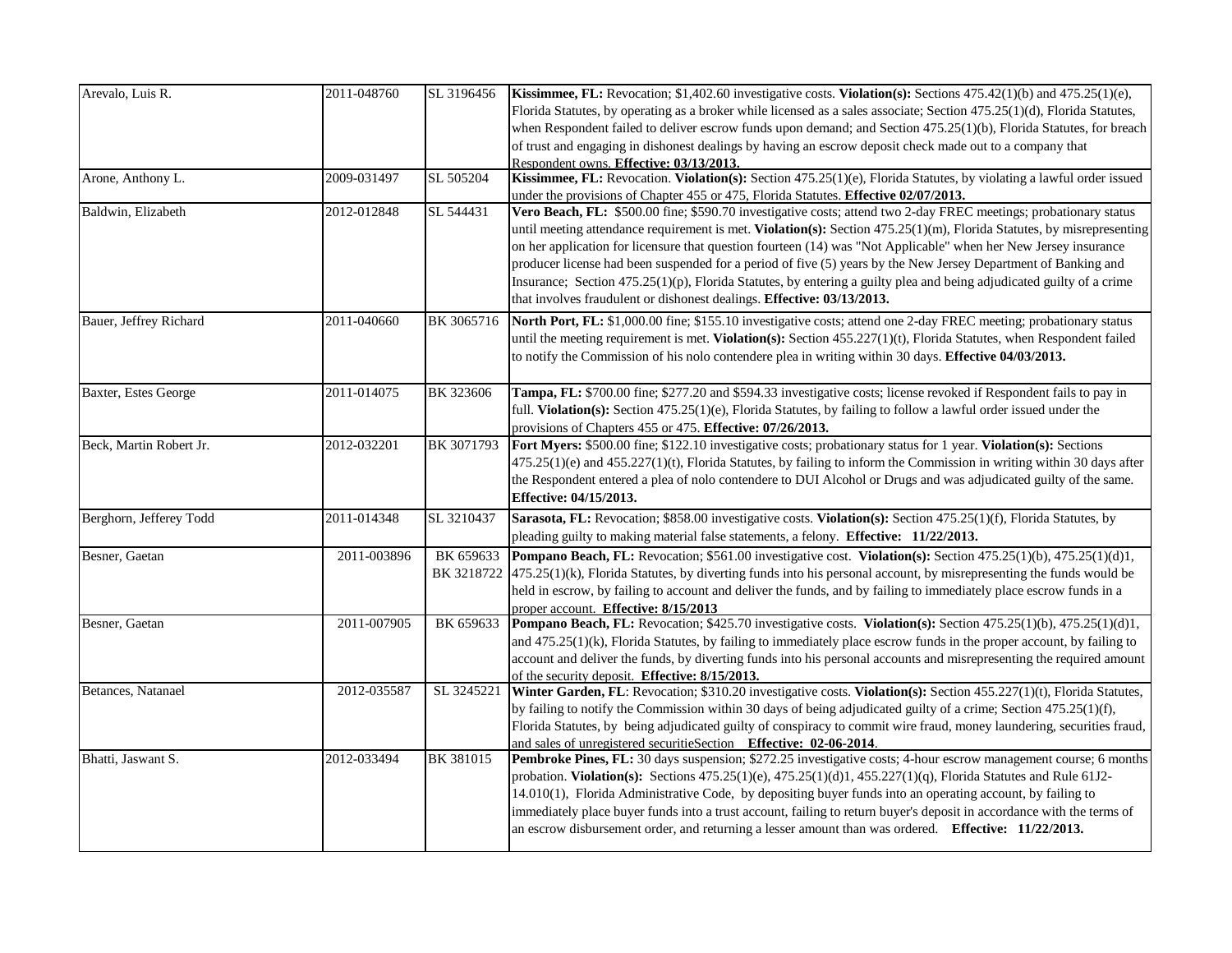| | | | |
|---|---|---|---|
| Arevalo, Luis R. | 2011-048760 | SL 3196456 | **Kissimmee, FL:** Revocation; $1,402.60 investigative costs. **Violation(s):** Sections 475.42(1)(b) and 475.25(1)(e), Florida Statutes, by operating as a broker while licensed as a sales associate; Section 475.25(1)(d), Florida Statutes, when Respondent failed to deliver escrow funds upon demand; and Section 475.25(1)(b), Florida Statutes, for breach of trust and engaging in dishonest dealings by having an escrow deposit check made out to a company that Respondent owns. **Effective: 03/13/2013.** |
| Arone, Anthony L. | 2009-031497 | SL 505204 | **Kissimmee, FL:** Revocation. **Violation(s):** Section 475.25(1)(e), Florida Statutes, by violating a lawful order issued under the provisions of Chapter 455 or 475, Florida Statutes. **Effective 02/07/2013.** |
| Baldwin, Elizabeth | 2012-012848 | SL 544431 | **Vero Beach, FL:** $500.00 fine; $590.70 investigative costs; attend two 2-day FREC meetings; probationary status until meeting attendance requirement is met. **Violation(s):** Section 475.25(1)(m), Florida Statutes, by misrepresenting on her application for licensure that question fourteen (14) was "Not Applicable" when her New Jersey insurance producer license had been suspended for a period of five (5) years by the New Jersey Department of Banking and Insurance; Section 475.25(1)(p), Florida Statutes, by entering a guilty plea and being adjudicated guilty of a crime that involves fraudulent or dishonest dealings. **Effective: 03/13/2013.** |
| Bauer, Jeffrey Richard | 2011-040660 | BK 3065716 | **North Port, FL:** $1,000.00 fine; $155.10 investigative costs; attend one 2-day FREC meeting; probationary status until the meeting requirement is met. **Violation(s):** Section 455.227(1)(t), Florida Statutes, when Respondent failed to notify the Commission of his nolo contendere plea in writing within 30 days. **Effective 04/03/2013.** |
| Baxter, Estes George | 2011-014075 | BK 323606 | **Tampa, FL:** $700.00 fine; $277.20 and $594.33 investigative costs; license revoked if Respondent fails to pay in full. **Violation(s):** Section 475.25(1)(e), Florida Statutes, by failing to follow a lawful order issued under the provisions of Chapters 455 or 475. **Effective: 07/26/2013.** |
| Beck, Martin Robert Jr. | 2012-032201 | BK 3071793 | **Fort Myers:** $500.00 fine; $122.10 investigative costs; probationary status for 1 year. **Violation(s):** Sections 475.25(1)(e) and 455.227(1)(t), Florida Statutes, by failing to inform the Commission in writing within 30 days after the Respondent entered a plea of nolo contendere to DUI Alcohol or Drugs and was adjudicated guilty of the same. **Effective: 04/15/2013.** |
| Berghorn, Jefferey Todd | 2011-014348 | SL 3210437 | **Sarasota, FL:** Revocation; $858.00 investigative costs. **Violation(s):** Section 475.25(1)(f), Florida Statutes, by pleading guilty to making material false statements, a felony. **Effective: 11/22/2013.** |
| Besner, Gaetan | 2011-003896 | BK 659633 BK 3218722 | **Pompano Beach, FL:** Revocation; $561.00 investigative cost. **Violation(s):** Section 475.25(1)(b), 475.25(1)(d)1, 475.25(1)(k), Florida Statutes, by diverting funds into his personal account, by misrepresenting the funds would be held in escrow, by failing to account and deliver the funds, and by failing to immediately place escrow funds in a proper account. **Effective: 8/15/2013** |
| Besner, Gaetan | 2011-007905 | BK 659633 | **Pompano Beach, FL:** Revocation; $425.70 investigative costs. **Violation(s):** Section 475.25(1)(b), 475.25(1)(d)1, and 475.25(1)(k), Florida Statutes, by failing to immediately place escrow funds in the proper account, by failing to account and deliver the funds, by diverting funds into his personal accounts and misrepresenting the required amount of the security deposit. **Effective: 8/15/2013.** |
| Betances, Natanael | 2012-035587 | SL 3245221 | **Winter Garden, FL**: Revocation; $310.20 investigative costs. **Violation(s):** Section 455.227(1)(t), Florida Statutes, by failing to notify the Commission within 30 days of being adjudicated guilty of a crime; Section 475.25(1)(f), Florida Statutes, by being adjudicated guilty of conspiracy to commit wire fraud, money laundering, securities fraud, and sales of unregistered securitieSection **Effective: 02-06-2014**. |
| Bhatti, Jaswant S. | 2012-033494 | BK 381015 | **Pembroke Pines, FL:** 30 days suspension; $272.25 investigative costs; 4-hour escrow management course; 6 months probation. **Violation(s):** Sections 475.25(1)(e), 475.25(1)(d)1, 455.227(1)(q), Florida Statutes and Rule 61J2-14.010(1), Florida Administrative Code, by depositing buyer funds into an operating account, by failing to immediately place buyer funds into a trust account, failing to return buyer's deposit in accordance with the terms of an escrow disbursement order, and returning a lesser amount than was ordered. **Effective: 11/22/2013.** |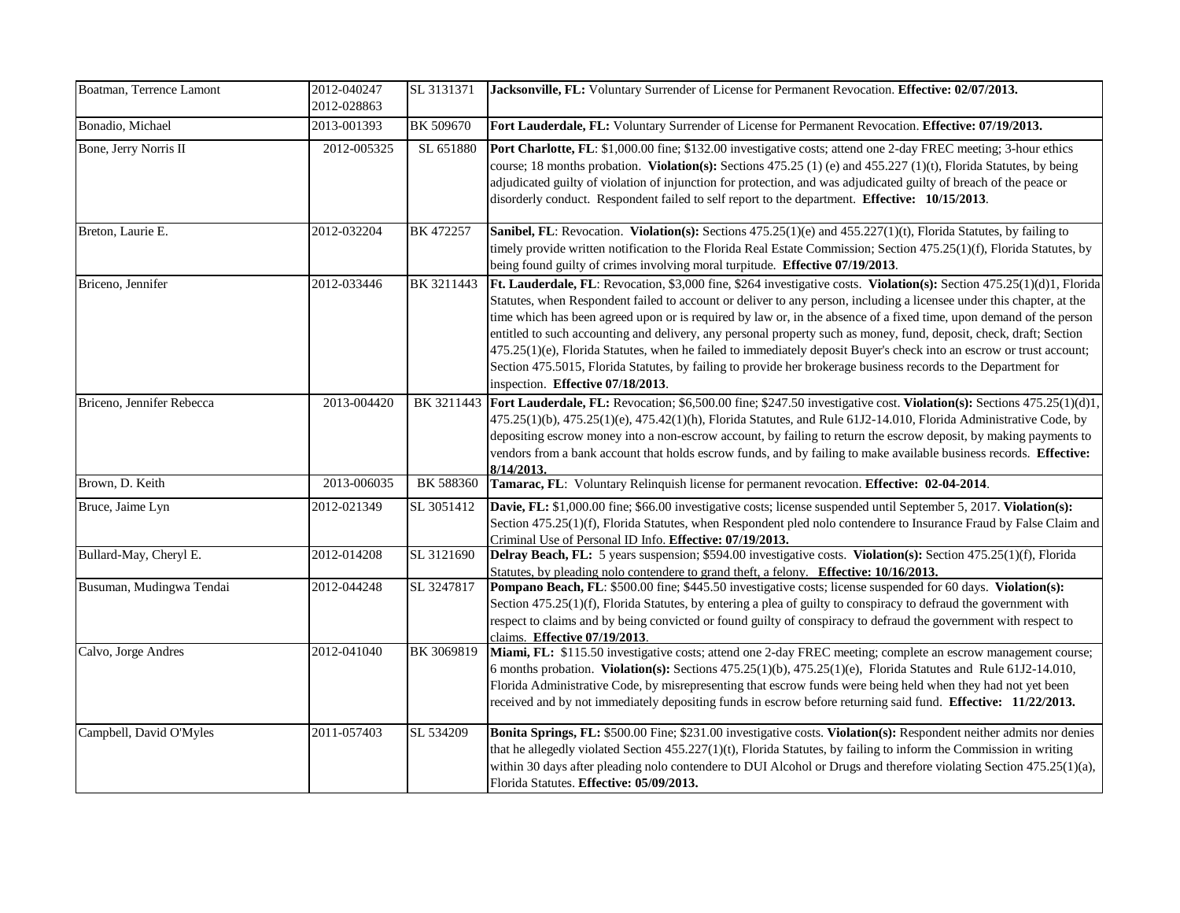| | | | |
|---|---|---|---|
| Boatman, Terrence Lamont | 2012-040247 2012-028863 | SL 3131371 | **Jacksonville, FL:** Voluntary Surrender of License for Permanent Revocation. **Effective: 02/07/2013.** |
| Bonadio, Michael | 2013-001393 | BK 509670 | **Fort Lauderdale, FL:** Voluntary Surrender of License for Permanent Revocation. **Effective: 07/19/2013.** |
| Bone, Jerry Norris II | 2012-005325 | SL 651880 | **Port Charlotte, FL**: $1,000.00 fine; $132.00 investigative costs; attend one 2-day FREC meeting; 3-hour ethics course; 18 months probation. **Violation(s):** Sections 475.25 (1) (e) and 455.227 (1)(t), Florida Statutes, by being adjudicated guilty of violation of injunction for protection, and was adjudicated guilty of breach of the peace or disorderly conduct. Respondent failed to self report to the department. **Effective: 10/15/2013**. |
| Breton, Laurie E. | 2012-032204 | BK 472257 | **Sanibel, FL**: Revocation. **Violation(s):** Sections 475.25(1)(e) and 455.227(1)(t), Florida Statutes, by failing to timely provide written notification to the Florida Real Estate Commission; Section 475.25(1)(f), Florida Statutes, by being found guilty of crimes involving moral turpitude. **Effective 07/19/2013**. |
| Briceno, Jennifer | 2012-033446 | BK 3211443 | **Ft. Lauderdale, FL**: Revocation, $3,000 fine, $264 investigative costs. **Violation(s):** Section 475.25(1)(d)1, Florida Statutes, when Respondent failed to account or deliver to any person, including a licensee under this chapter, at the time which has been agreed upon or is required by law or, in the absence of a fixed time, upon demand of the person entitled to such accounting and delivery, any personal property such as money, fund, deposit, check, draft; Section 475.25(1)(e), Florida Statutes, when he failed to immediately deposit Buyer's check into an escrow or trust account; Section 475.5015, Florida Statutes, by failing to provide her brokerage business records to the Department for inspection. **Effective 07/18/2013**. |
| Briceno, Jennifer Rebecca | 2013-004420 | BK 3211443 | **Fort Lauderdale, FL:** Revocation; $6,500.00 fine; $247.50 investigative cost. **Violation(s):** Sections 475.25(1)(d)1, 475.25(1)(b), 475.25(1)(e), 475.42(1)(h), Florida Statutes, and Rule 61J2-14.010, Florida Administrative Code, by depositing escrow money into a non-escrow account, by failing to return the escrow deposit, by making payments to vendors from a bank account that holds escrow funds, and by failing to make available business records. **Effective: 8/14/2013.** |
| Brown, D. Keith | 2013-006035 | BK 588360 | **Tamarac, FL**: Voluntary Relinquish license for permanent revocation. **Effective: 02-04-2014**. |
| Bruce, Jaime Lyn | 2012-021349 | SL 3051412 | **Davie, FL:** $1,000.00 fine; $66.00 investigative costs; license suspended until September 5, 2017. **Violation(s):** Section 475.25(1)(f), Florida Statutes, when Respondent pled nolo contendere to Insurance Fraud by False Claim and Criminal Use of Personal ID Info. **Effective: 07/19/2013.** |
| Bullard-May, Cheryl E. | 2012-014208 | SL 3121690 | **Delray Beach, FL:** 5 years suspension; $594.00 investigative costs. **Violation(s):** Section 475.25(1)(f), Florida Statutes, by pleading nolo contendere to grand theft, a felony. **Effective: 10/16/2013.** |
| Busuman, Mudingwa Tendai | 2012-044248 | SL 3247817 | **Pompano Beach, FL**: $500.00 fine; $445.50 investigative costs; license suspended for 60 days. **Violation(s):** Section 475.25(1)(f), Florida Statutes, by entering a plea of guilty to conspiracy to defraud the government with respect to claims and by being convicted or found guilty of conspiracy to defraud the government with respect to claims. **Effective 07/19/2013**. |
| Calvo, Jorge Andres | 2012-041040 | BK 3069819 | **Miami, FL:** $115.50 investigative costs; attend one 2-day FREC meeting; complete an escrow management course; 6 months probation. **Violation(s):** Sections 475.25(1)(b), 475.25(1)(e), Florida Statutes and Rule 61J2-14.010, Florida Administrative Code, by misrepresenting that escrow funds were being held when they had not yet been received and by not immediately depositing funds in escrow before returning said fund. **Effective: 11/22/2013.** |
| Campbell, David O'Myles | 2011-057403 | SL 534209 | **Bonita Springs, FL:** $500.00 Fine; $231.00 investigative costs. **Violation(s):** Respondent neither admits nor denies that he allegedly violated Section 455.227(1)(t), Florida Statutes, by failing to inform the Commission in writing within 30 days after pleading nolo contendere to DUI Alcohol or Drugs and therefore violating Section 475.25(1)(a), Florida Statutes. **Effective: 05/09/2013.** |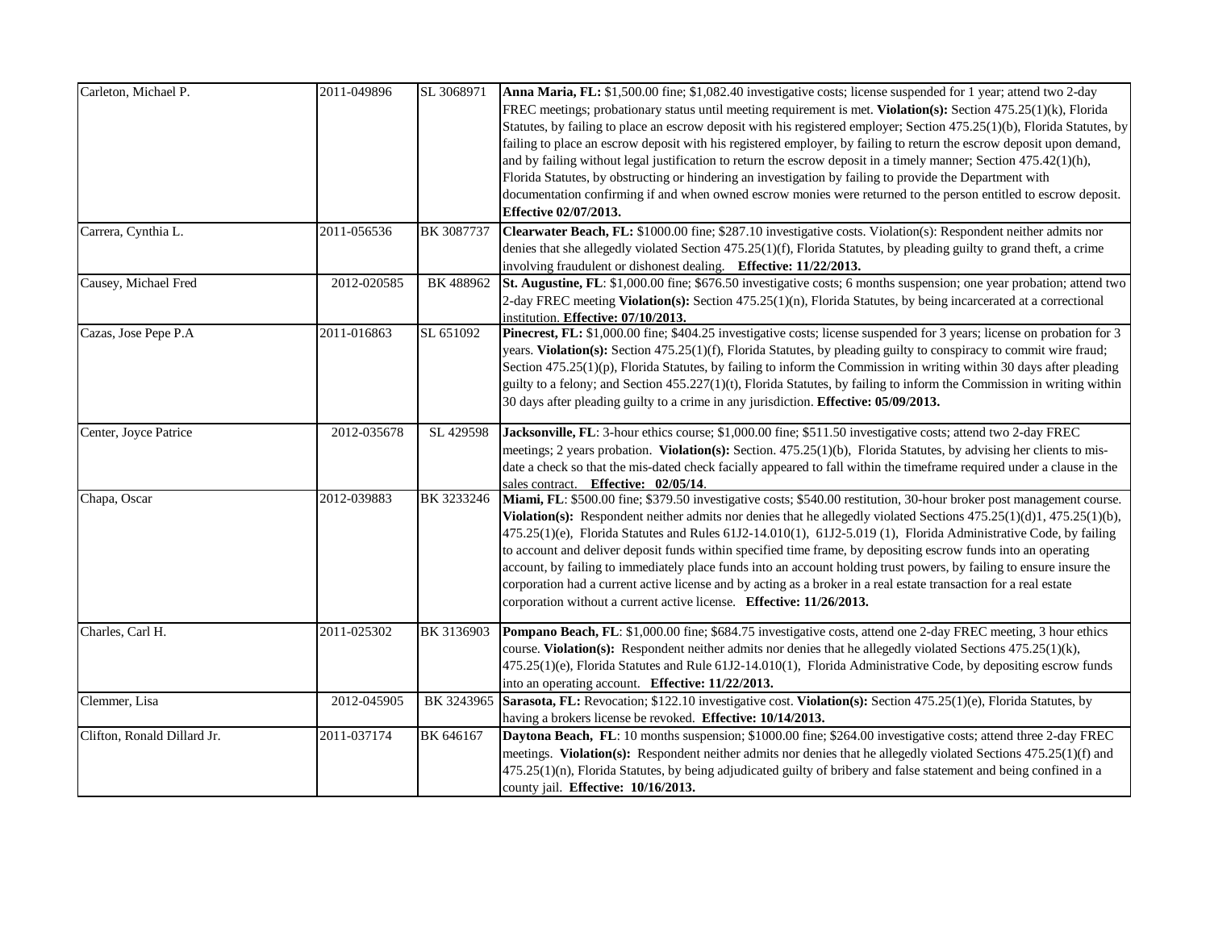| | | | |
|---|---|---|---|
| Carleton, Michael P. | 2011-049896 | SL 3068971 | **Anna Maria, FL:** $1,500.00 fine; $1,082.40 investigative costs; license suspended for 1 year; attend two 2-day FREC meetings; probationary status until meeting requirement is met. **Violation(s):** Section 475.25(1)(k), Florida Statutes, by failing to place an escrow deposit with his registered employer; Section 475.25(1)(b), Florida Statutes, by failing to place an escrow deposit with his registered employer, by failing to return the escrow deposit upon demand, and by failing without legal justification to return the escrow deposit in a timely manner; Section 475.42(1)(h), Florida Statutes, by obstructing or hindering an investigation by failing to provide the Department with documentation confirming if and when owned escrow monies were returned to the person entitled to escrow deposit. **Effective 02/07/2013.** |
| Carrera, Cynthia L. | 2011-056536 | BK 3087737 | **Clearwater Beach, FL:** $1000.00 fine; $287.10 investigative costs. Violation(s): Respondent neither admits nor denies that she allegedly violated Section 475.25(1)(f), Florida Statutes, by pleading guilty to grand theft, a crime involving fraudulent or dishonest dealing. **Effective: 11/22/2013.** |
| Causey, Michael Fred | 2012-020585 | BK 488962 | **St. Augustine, FL**: $1,000.00 fine; $676.50 investigative costs; 6 months suspension; one year probation; attend two 2-day FREC meeting **Violation(s):** Section 475.25(1)(n), Florida Statutes, by being incarcerated at a correctional institution. **Effective: 07/10/2013.** |
| Cazas, Jose Pepe P.A | 2011-016863 | SL 651092 | **Pinecrest, FL:** $1,000.00 fine; $404.25 investigative costs; license suspended for 3 years; license on probation for 3 years. **Violation(s):** Section 475.25(1)(f), Florida Statutes, by pleading guilty to conspiracy to commit wire fraud; Section 475.25(1)(p), Florida Statutes, by failing to inform the Commission in writing within 30 days after pleading guilty to a felony; and Section 455.227(1)(t), Florida Statutes, by failing to inform the Commission in writing within 30 days after pleading guilty to a crime in any jurisdiction. **Effective: 05/09/2013.** |
| Center, Joyce Patrice | 2012-035678 | SL 429598 | **Jacksonville, FL**: 3-hour ethics course; $1,000.00 fine; $511.50 investigative costs; attend two 2-day FREC meetings; 2 years probation. **Violation(s):** Section. 475.25(1)(b), Florida Statutes, by advising her clients to mis-date a check so that the mis-dated check facially appeared to fall within the timeframe required under a clause in the sales contract. **Effective: 02/05/14**. |
| Chapa, Oscar | 2012-039883 | BK 3233246 | **Miami, FL**: $500.00 fine; $379.50 investigative costs; $540.00 restitution, 30-hour broker post management course. **Violation(s):** Respondent neither admits nor denies that he allegedly violated Sections 475.25(1)(d)1, 475.25(1)(b), 475.25(1)(e), Florida Statutes and Rules 61J2-14.010(1), 61J2-5.019 (1), Florida Administrative Code, by failing to account and deliver deposit funds within specified time frame, by depositing escrow funds into an operating account, by failing to immediately place funds into an account holding trust powers, by failing to ensure insure the corporation had a current active license and by acting as a broker in a real estate transaction for a real estate corporation without a current active license. **Effective: 11/26/2013.** |
| Charles, Carl H. | 2011-025302 | BK 3136903 | **Pompano Beach, FL**: $1,000.00 fine; $684.75 investigative costs, attend one 2-day FREC meeting, 3 hour ethics course. **Violation(s):** Respondent neither admits nor denies that he allegedly violated Sections 475.25(1)(k), 475.25(1)(e), Florida Statutes and Rule 61J2-14.010(1), Florida Administrative Code, by depositing escrow funds into an operating account. **Effective: 11/22/2013.** |
| Clemmer, Lisa | 2012-045905 | BK 3243965 | **Sarasota, FL:** Revocation; $122.10 investigative cost. **Violation(s):** Section 475.25(1)(e), Florida Statutes, by having a brokers license be revoked. **Effective: 10/14/2013.** |
| Clifton, Ronald Dillard Jr. | 2011-037174 | BK 646167 | **Daytona Beach, FL**: 10 months suspension; $1000.00 fine; $264.00 investigative costs; attend three 2-day FREC meetings. **Violation(s):** Respondent neither admits nor denies that he allegedly violated Sections 475.25(1)(f) and 475.25(1)(n), Florida Statutes, by being adjudicated guilty of bribery and false statement and being confined in a county jail. **Effective: 10/16/2013.** |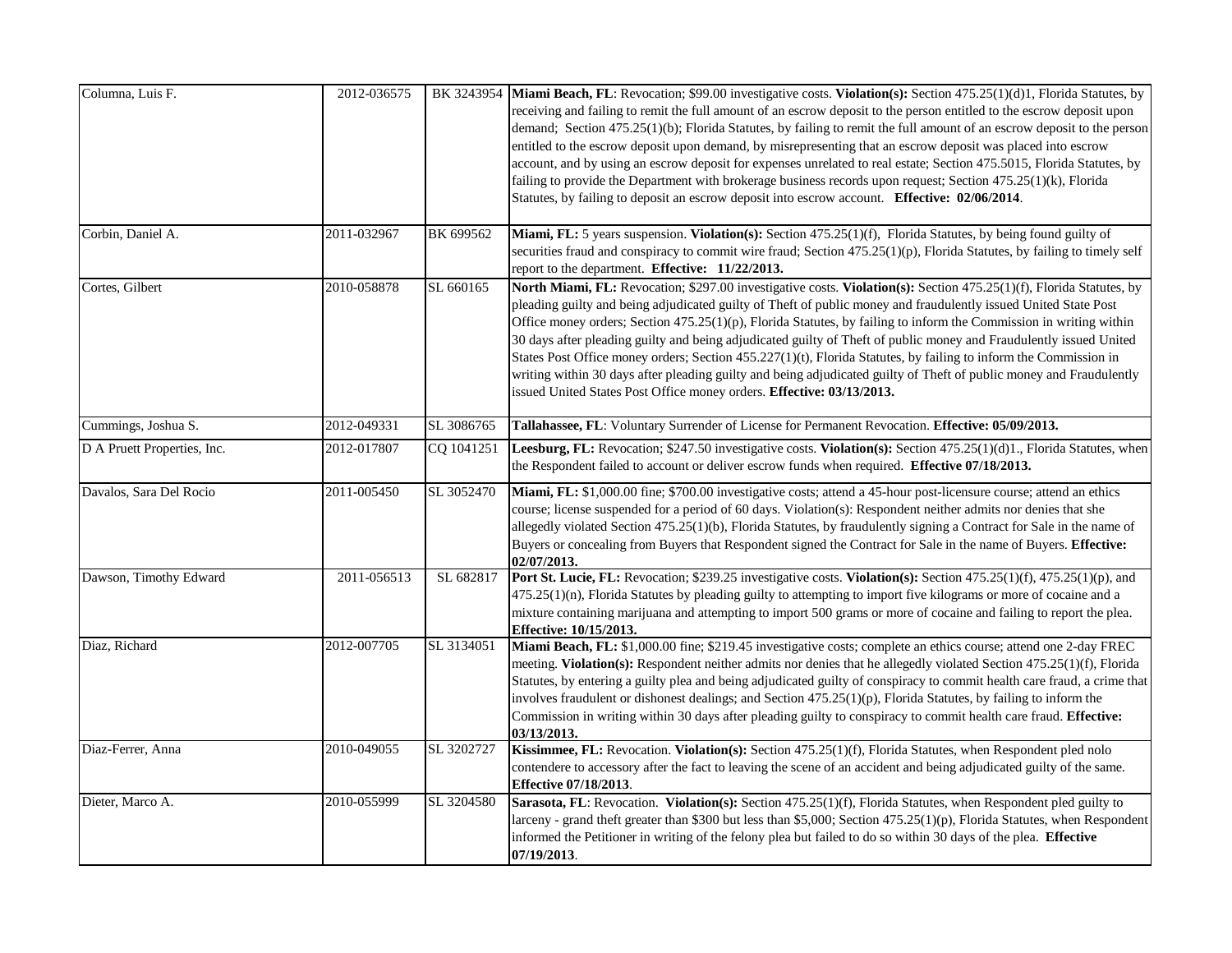| | | | |
|---|---|---|---|
| Columna, Luis F. | 2012-036575 | BK 3243954 | **Miami Beach, FL**: Revocation; $99.00 investigative costs. **Violation(s):** Section 475.25(1)(d)1, Florida Statutes, by receiving and failing to remit the full amount of an escrow deposit to the person entitled to the escrow deposit upon demand; Section 475.25(1)(b); Florida Statutes, by failing to remit the full amount of an escrow deposit to the person entitled to the escrow deposit upon demand, by misrepresenting that an escrow deposit was placed into escrow account, and by using an escrow deposit for expenses unrelated to real estate; Section 475.5015, Florida Statutes, by failing to provide the Department with brokerage business records upon request; Section 475.25(1)(k), Florida Statutes, by failing to deposit an escrow deposit into escrow account. **Effective: 02/06/2014**. |
| Corbin, Daniel A. | 2011-032967 | BK 699562 | **Miami, FL:** 5 years suspension. **Violation(s):** Section 475.25(1)(f), Florida Statutes, by being found guilty of securities fraud and conspiracy to commit wire fraud; Section 475.25(1)(p), Florida Statutes, by failing to timely self report to the department. **Effective: 11/22/2013.** |
| Cortes, Gilbert | 2010-058878 | SL 660165 | **North Miami, FL:** Revocation; $297.00 investigative costs. **Violation(s):** Section 475.25(1)(f), Florida Statutes, by pleading guilty and being adjudicated guilty of Theft of public money and fraudulently issued United State Post Office money orders; Section 475.25(1)(p), Florida Statutes, by failing to inform the Commission in writing within 30 days after pleading guilty and being adjudicated guilty of Theft of public money and Fraudulently issued United States Post Office money orders; Section 455.227(1)(t), Florida Statutes, by failing to inform the Commission in writing within 30 days after pleading guilty and being adjudicated guilty of Theft of public money and Fraudulently issued United States Post Office money orders. **Effective: 03/13/2013.** |
| Cummings, Joshua S. | 2012-049331 | SL 3086765 | **Tallahassee, FL**: Voluntary Surrender of License for Permanent Revocation. **Effective: 05/09/2013.** |
| D A Pruett Properties, Inc. | 2012-017807 | CQ 1041251 | **Leesburg, FL:** Revocation; $247.50 investigative costs. **Violation(s):** Section 475.25(1)(d)1., Florida Statutes, when the Respondent failed to account or deliver escrow funds when required. **Effective 07/18/2013.** |
| Davalos, Sara Del Rocio | 2011-005450 | SL 3052470 | **Miami, FL:** $1,000.00 fine; $700.00 investigative costs; attend a 45-hour post-licensure course; attend an ethics course; license suspended for a period of 60 days. Violation(s): Respondent neither admits nor denies that she allegedly violated Section 475.25(1)(b), Florida Statutes, by fraudulently signing a Contract for Sale in the name of Buyers or concealing from Buyers that Respondent signed the Contract for Sale in the name of Buyers. **Effective: 02/07/2013.** |
| Dawson, Timothy Edward | 2011-056513 | SL 682817 | **Port St. Lucie, FL:** Revocation; $239.25 investigative costs. **Violation(s):** Section 475.25(1)(f), 475.25(1)(p), and 475.25(1)(n), Florida Statutes by pleading guilty to attempting to import five kilograms or more of cocaine and a mixture containing marijuana and attempting to import 500 grams or more of cocaine and failing to report the plea. **Effective: 10/15/2013.** |
| Diaz, Richard | 2012-007705 | SL 3134051 | **Miami Beach, FL:** $1,000.00 fine; $219.45 investigative costs; complete an ethics course; attend one 2-day FREC meeting. **Violation(s):** Respondent neither admits nor denies that he allegedly violated Section 475.25(1)(f), Florida Statutes, by entering a guilty plea and being adjudicated guilty of conspiracy to commit health care fraud, a crime that involves fraudulent or dishonest dealings; and Section 475.25(1)(p), Florida Statutes, by failing to inform the Commission in writing within 30 days after pleading guilty to conspiracy to commit health care fraud. **Effective: 03/13/2013.** |
| Diaz-Ferrer, Anna | 2010-049055 | SL 3202727 | **Kissimmee, FL:** Revocation. **Violation(s):** Section 475.25(1)(f), Florida Statutes, when Respondent pled nolo contendere to accessory after the fact to leaving the scene of an accident and being adjudicated guilty of the same. **Effective 07/18/2013**. |
| Dieter, Marco A. | 2010-055999 | SL 3204580 | **Sarasota, FL**: Revocation. **Violation(s):** Section 475.25(1)(f), Florida Statutes, when Respondent pled guilty to larceny - grand theft greater than $300 but less than $5,000; Section 475.25(1)(p), Florida Statutes, when Respondent informed the Petitioner in writing of the felony plea but failed to do so within 30 days of the plea. **Effective 07/19/2013**. |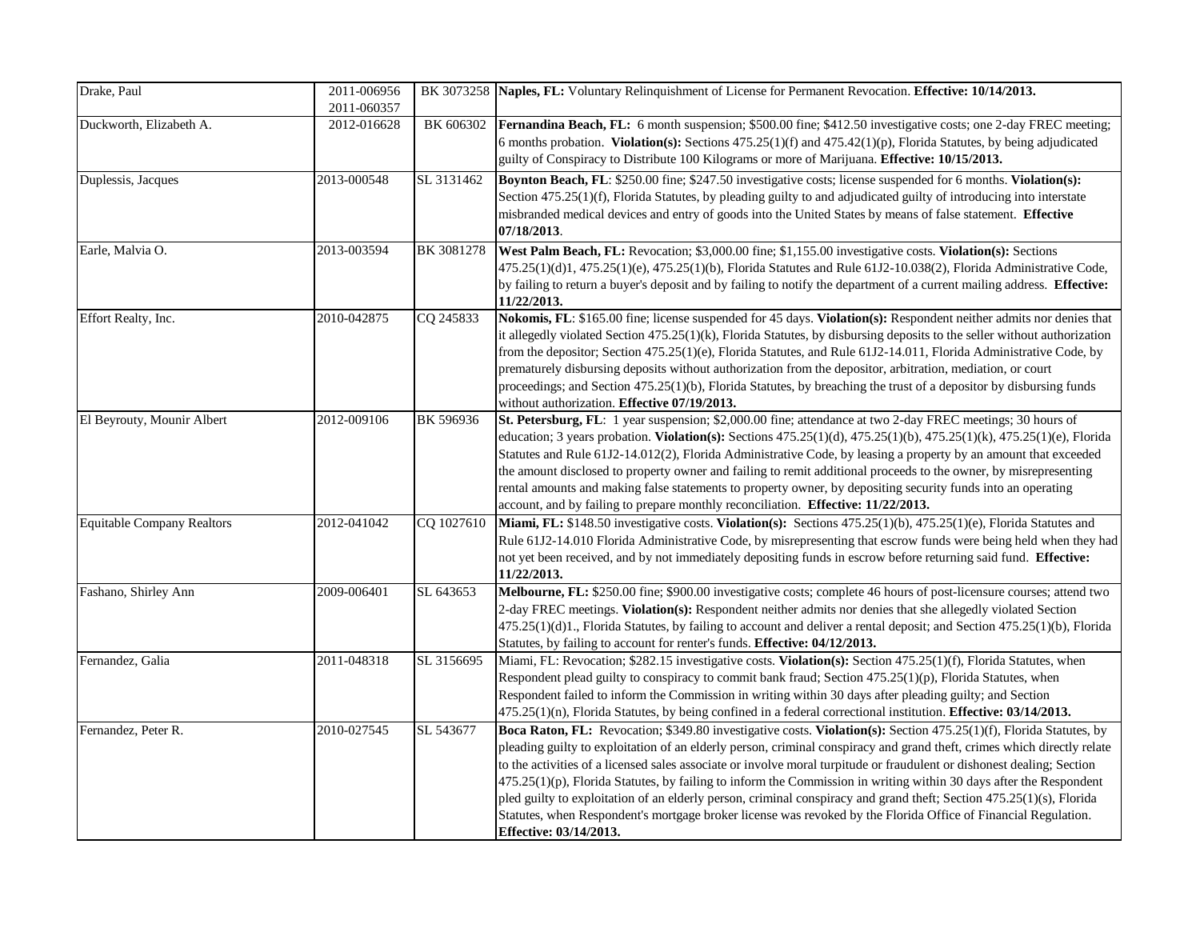| Drake, Paul | 2011-006956<br>2011-060357 | BK 3073258 | **Naples, FL:** Voluntary Relinquishment of License for Permanent Revocation. **Effective: 10/14/2013.** |
|---|---|---|---|
| Duckworth, Elizabeth A. | 2012-016628 | BK 606302 | **Fernandina Beach, FL:** 6 month suspension; $500.00 fine; $412.50 investigative costs; one 2-day FREC meeting; 6 months probation. **Violation(s):** Sections 475.25(1)(f) and 475.42(1)(p), Florida Statutes, by being adjudicated guilty of Conspiracy to Distribute 100 Kilograms or more of Marijuana. **Effective: 10/15/2013.** |
| Duplessis, Jacques | 2013-000548 | SL 3131462 | **Boynton Beach, FL**: $250.00 fine; $247.50 investigative costs; license suspended for 6 months. **Violation(s):** Section 475.25(1)(f), Florida Statutes, by pleading guilty to and adjudicated guilty of introducing into interstate misbranded medical devices and entry of goods into the United States by means of false statement. **Effective 07/18/2013**. |
| Earle, Malvia O. | 2013-003594 | BK 3081278 | **West Palm Beach, FL:** Revocation; $3,000.00 fine; $1,155.00 investigative costs. **Violation(s):** Sections 475.25(1)(d)1, 475.25(1)(e), 475.25(1)(b), Florida Statutes and Rule 61J2-10.038(2), Florida Administrative Code, by failing to return a buyer's deposit and by failing to notify the department of a current mailing address. **Effective: 11/22/2013.** |
| Effort Realty, Inc. | 2010-042875 | CQ 245833 | **Nokomis, FL**: $165.00 fine; license suspended for 45 days. **Violation(s):** Respondent neither admits nor denies that it allegedly violated Section 475.25(1)(k), Florida Statutes, by disbursing deposits to the seller without authorization from the depositor; Section 475.25(1)(e), Florida Statutes, and Rule 61J2-14.011, Florida Administrative Code, by prematurely disbursing deposits without authorization from the depositor, arbitration, mediation, or court proceedings; and Section 475.25(1)(b), Florida Statutes, by breaching the trust of a depositor by disbursing funds without authorization. **Effective 07/19/2013.** |
| El Beyrouty, Mounir Albert | 2012-009106 | BK 596936 | **St. Petersburg, FL**: 1 year suspension; $2,000.00 fine; attendance at two 2-day FREC meetings; 30 hours of education; 3 years probation. **Violation(s):** Sections 475.25(1)(d), 475.25(1)(b), 475.25(1)(k), 475.25(1)(e), Florida Statutes and Rule 61J2-14.012(2), Florida Administrative Code, by leasing a property by an amount that exceeded the amount disclosed to property owner and failing to remit additional proceeds to the owner, by misrepresenting rental amounts and making false statements to property owner, by depositing security funds into an operating account, and by failing to prepare monthly reconciliation. **Effective: 11/22/2013.** |
| Equitable Company Realtors | 2012-041042 | CQ 1027610 | **Miami, FL:** $148.50 investigative costs. **Violation(s):** Sections 475.25(1)(b), 475.25(1)(e), Florida Statutes and Rule 61J2-14.010 Florida Administrative Code, by misrepresenting that escrow funds were being held when they had not yet been received, and by not immediately depositing funds in escrow before returning said fund. **Effective: 11/22/2013.** |
| Fashano, Shirley Ann | 2009-006401 | SL 643653 | **Melbourne, FL:** $250.00 fine; $900.00 investigative costs; complete 46 hours of post-licensure courses; attend two 2-day FREC meetings. **Violation(s):** Respondent neither admits nor denies that she allegedly violated Section 475.25(1)(d)1., Florida Statutes, by failing to account and deliver a rental deposit; and Section 475.25(1)(b), Florida Statutes, by failing to account for renter's funds. **Effective: 04/12/2013.** |
| Fernandez, Galia | 2011-048318 | SL 3156695 | Miami, FL: Revocation; $282.15 investigative costs. **Violation(s):** Section 475.25(1)(f), Florida Statutes, when Respondent plead guilty to conspiracy to commit bank fraud; Section 475.25(1)(p), Florida Statutes, when Respondent failed to inform the Commission in writing within 30 days after pleading guilty; and Section 475.25(1)(n), Florida Statutes, by being confined in a federal correctional institution. **Effective: 03/14/2013.** |
| Fernandez, Peter R. | 2010-027545 | SL 543677 | **Boca Raton, FL:** Revocation; $349.80 investigative costs. **Violation(s):** Section 475.25(1)(f), Florida Statutes, by pleading guilty to exploitation of an elderly person, criminal conspiracy and grand theft, crimes which directly relate to the activities of a licensed sales associate or involve moral turpitude or fraudulent or dishonest dealing; Section 475.25(1)(p), Florida Statutes, by failing to inform the Commission in writing within 30 days after the Respondent pled guilty to exploitation of an elderly person, criminal conspiracy and grand theft; Section 475.25(1)(s), Florida Statutes, when Respondent's mortgage broker license was revoked by the Florida Office of Financial Regulation. **Effective: 03/14/2013.** |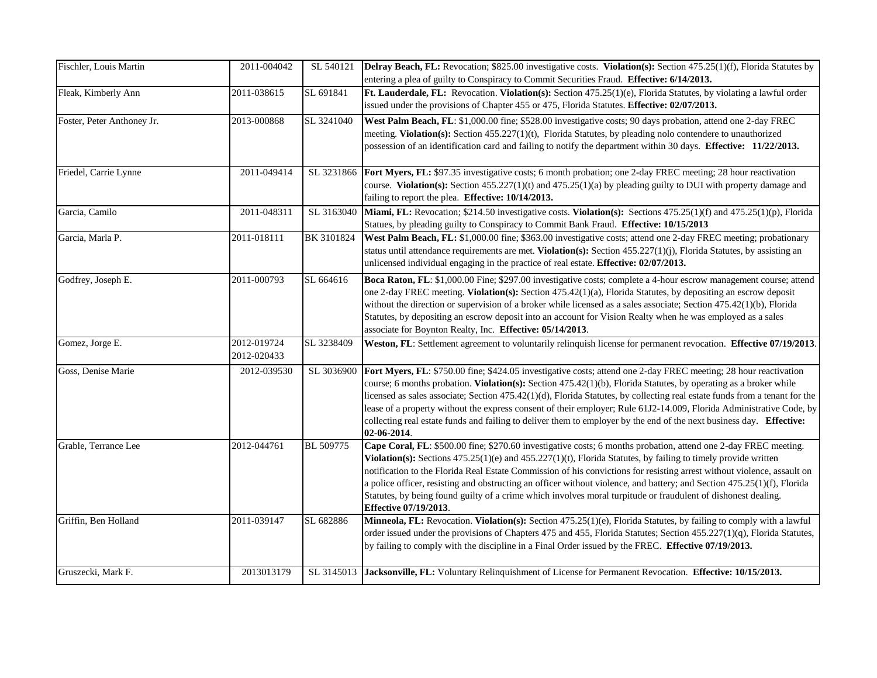| | | | |
|---|---|---|---|
| Fischler, Louis Martin | 2011-004042 | SL 540121 | **Delray Beach, FL:** Revocation; $825.00 investigative costs. **Violation(s):** Section 475.25(1)(f), Florida Statutes by entering a plea of guilty to Conspiracy to Commit Securities Fraud. **Effective: 6/14/2013.** |
| Fleak, Kimberly Ann | 2011-038615 | SL 691841 | **Ft. Lauderdale, FL:** Revocation. **Violation(s):** Section 475.25(1)(e), Florida Statutes, by violating a lawful order issued under the provisions of Chapter 455 or 475, Florida Statutes. **Effective: 02/07/2013.** |
| Foster, Peter Anthony Jr. | 2013-000868 | SL 3241040 | **West Palm Beach, FL**: $1,000.00 fine; $528.00 investigative costs; 90 days probation, attend one 2-day FREC meeting. **Violation(s):** Section 455.227(1)(t), Florida Statutes, by pleading nolo contendere to unauthorized possession of an identification card and failing to notify the department within 30 days. **Effective: 11/22/2013.** |
| Friedel, Carrie Lynne | 2011-049414 | SL 3231866 | **Fort Myers, FL:** $97.35 investigative costs; 6 month probation; one 2-day FREC meeting; 28 hour reactivation course. **Violation(s):** Section 455.227(1)(t) and 475.25(1)(a) by pleading guilty to DUI with property damage and failing to report the plea. **Effective: 10/14/2013.** |
| Garcia, Camilo | 2011-048311 | SL 3163040 | **Miami, FL:** Revocation; $214.50 investigative costs. **Violation(s):** Sections 475.25(1)(f) and 475.25(1)(p), Florida Statues, by pleading guilty to Conspiracy to Commit Bank Fraud. **Effective: 10/15/2013** |
| Garcia, Marla P. | 2011-018111 | BK 3101824 | **West Palm Beach, FL:** $1,000.00 fine; $363.00 investigative costs; attend one 2-day FREC meeting; probationary status until attendance requirements are met. **Violation(s):** Section 455.227(1)(j), Florida Statutes, by assisting an unlicensed individual engaging in the practice of real estate. **Effective: 02/07/2013.** |
| Godfrey, Joseph E. | 2011-000793 | SL 664616 | **Boca Raton, FL**: $1,000.00 Fine; $297.00 investigative costs; complete a 4-hour escrow management course; attend one 2-day FREC meeting. **Violation(s):** Section 475.42(1)(a), Florida Statutes, by depositing an escrow deposit without the direction or supervision of a broker while licensed as a sales associate; Section 475.42(1)(b), Florida Statutes, by depositing an escrow deposit into an account for Vision Realty when he was employed as a sales associate for Boynton Realty, Inc. **Effective: 05/14/2013**. |
| Gomez, Jorge E. | 2012-019724<br>2012-020433 | SL 3238409 | **Weston, FL**: Settlement agreement to voluntarily relinquish license for permanent revocation. **Effective 07/19/2013**. |
| Goss, Denise Marie | 2012-039530 | SL 3036900 | **Fort Myers, FL**: $750.00 fine; $424.05 investigative costs; attend one 2-day FREC meeting; 28 hour reactivation course; 6 months probation. **Violation(s):** Section 475.42(1)(b), Florida Statutes, by operating as a broker while licensed as sales associate; Section 475.42(1)(d), Florida Statutes, by collecting real estate funds from a tenant for the lease of a property without the express consent of their employer; Rule 61J2-14.009, Florida Administrative Code, by collecting real estate funds and failing to deliver them to employer by the end of the next business day. **Effective: 02-06-2014**. |
| Grable, Terrance Lee | 2012-044761 | BL 509775 | **Cape Coral, FL**: $500.00 fine; $270.60 investigative costs; 6 months probation, attend one 2-day FREC meeting. **Violation(s):** Sections 475.25(1)(e) and 455.227(1)(t), Florida Statutes, by failing to timely provide written notification to the Florida Real Estate Commission of his convictions for resisting arrest without violence, assault on a police officer, resisting and obstructing an officer without violence, and battery; and Section 475.25(1)(f), Florida Statutes, by being found guilty of a crime which involves moral turpitude or fraudulent of dishonest dealing. **Effective 07/19/2013**. |
| Griffin, Ben Holland | 2011-039147 | SL 682886 | **Minneola, FL:** Revocation. **Violation(s):** Section 475.25(1)(e), Florida Statutes, by failing to comply with a lawful order issued under the provisions of Chapters 475 and 455, Florida Statutes; Section 455.227(1)(q), Florida Statutes, by failing to comply with the discipline in a Final Order issued by the FREC. **Effective 07/19/2013.** |
| Gruszecki, Mark F. | 2013013179 | SL 3145013 | **Jacksonville, FL:** Voluntary Relinquishment of License for Permanent Revocation. **Effective: 10/15/2013.** |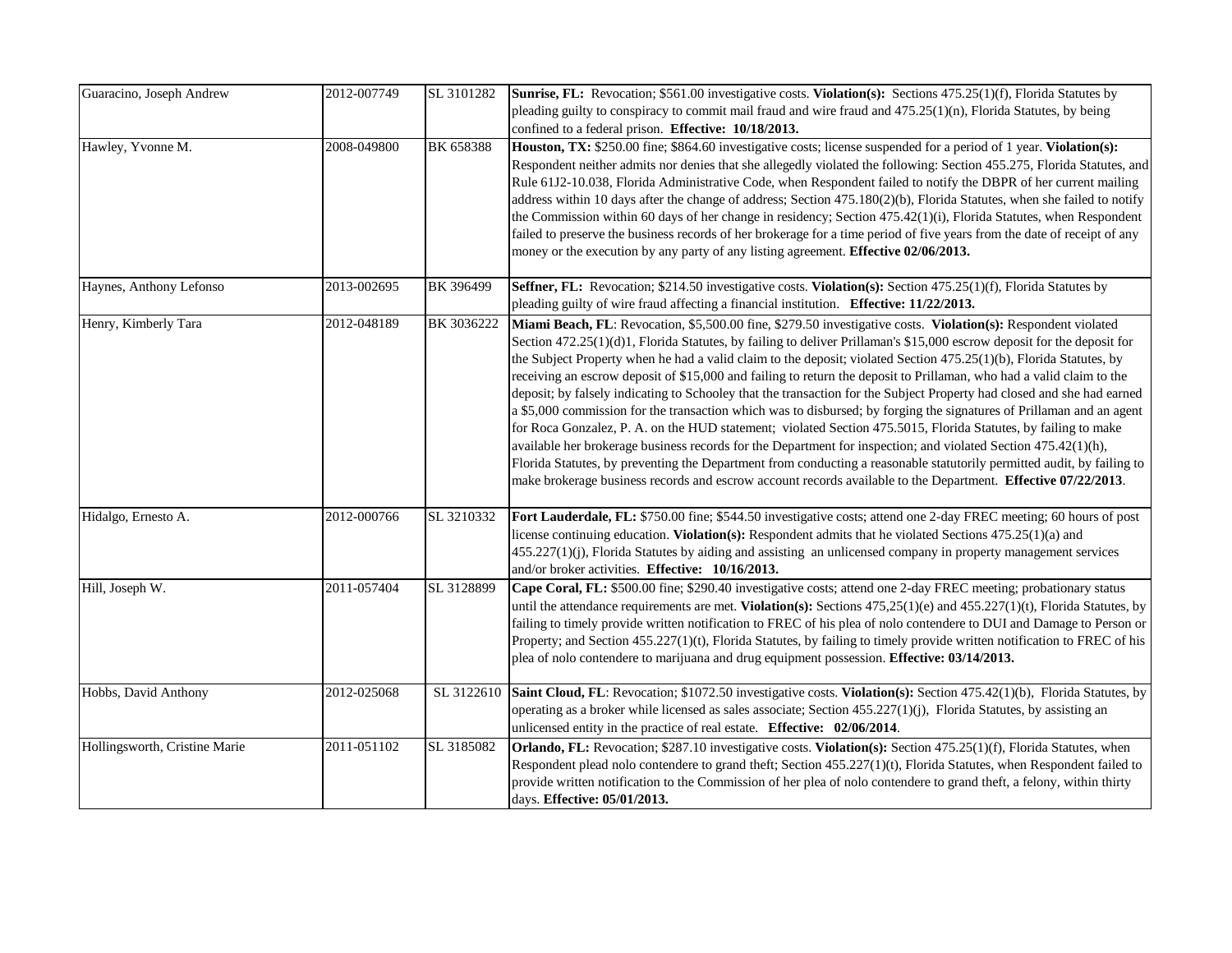| | | | |
|---|---|---|---|
| Guaracino, Joseph Andrew | 2012-007749 | SL 3101282 | **Sunrise, FL:** Revocation; $561.00 investigative costs. **Violation(s):** Sections 475.25(1)(f), Florida Statutes by pleading guilty to conspiracy to commit mail fraud and wire fraud and 475.25(1)(n), Florida Statutes, by being confined to a federal prison. **Effective: 10/18/2013.** |
| Hawley, Yvonne M. | 2008-049800 | BK 658388 | **Houston, TX:** $250.00 fine; $864.60 investigative costs; license suspended for a period of 1 year. **Violation(s):** Respondent neither admits nor denies that she allegedly violated the following: Section 455.275, Florida Statutes, and Rule 61J2-10.038, Florida Administrative Code, when Respondent failed to notify the DBPR of her current mailing address within 10 days after the change of address; Section 475.180(2)(b), Florida Statutes, when she failed to notify the Commission within 60 days of her change in residency; Section 475.42(1)(i), Florida Statutes, when Respondent failed to preserve the business records of her brokerage for a time period of five years from the date of receipt of any money or the execution by any party of any listing agreement. **Effective 02/06/2013.** |
| Haynes, Anthony Lefonso | 2013-002695 | BK 396499 | **Seffner, FL:** Revocation; $214.50 investigative costs. **Violation(s):** Section 475.25(1)(f), Florida Statutes by pleading guilty of wire fraud affecting a financial institution. **Effective: 11/22/2013.** |
| Henry, Kimberly Tara | 2012-048189 | BK 3036222 | **Miami Beach, FL**: Revocation, $5,500.00 fine, $279.50 investigative costs. **Violation(s):** Respondent violated Section 472.25(1)(d)1, Florida Statutes, by failing to deliver Prillaman's $15,000 escrow deposit for the deposit for the Subject Property when he had a valid claim to the deposit; violated Section 475.25(1)(b), Florida Statutes, by receiving an escrow deposit of $15,000 and failing to return the deposit to Prillaman, who had a valid claim to the deposit; by falsely indicating to Schooley that the transaction for the Subject Property had closed and she had earned a $5,000 commission for the transaction which was to disbursed; by forging the signatures of Prillaman and an agent for Roca Gonzalez, P. A. on the HUD statement; violated Section 475.5015, Florida Statutes, by failing to make available her brokerage business records for the Department for inspection; and violated Section 475.42(1)(h), Florida Statutes, by preventing the Department from conducting a reasonable statutorily permitted audit, by failing to make brokerage business records and escrow account records available to the Department. **Effective 07/22/2013**. |
| Hidalgo, Ernesto A. | 2012-000766 | SL 3210332 | **Fort Lauderdale, FL:** $750.00 fine; $544.50 investigative costs; attend one 2-day FREC meeting; 60 hours of post license continuing education. **Violation(s):** Respondent admits that he violated Sections 475.25(1)(a) and 455.227(1)(j), Florida Statutes by aiding and assisting an unlicensed company in property management services and/or broker activities. **Effective: 10/16/2013.** |
| Hill, Joseph W. | 2011-057404 | SL 3128899 | **Cape Coral, FL:** $500.00 fine; $290.40 investigative costs; attend one 2-day FREC meeting; probationary status until the attendance requirements are met. **Violation(s):** Sections 475,25(1)(e) and 455.227(1)(t), Florida Statutes, by failing to timely provide written notification to FREC of his plea of nolo contendere to DUI and Damage to Person or Property; and Section 455.227(1)(t), Florida Statutes, by failing to timely provide written notification to FREC of his plea of nolo contendere to marijuana and drug equipment possession. **Effective: 03/14/2013.** |
| Hobbs, David Anthony | 2012-025068 | SL 3122610 | **Saint Cloud, FL**: Revocation; $1072.50 investigative costs. **Violation(s):** Section 475.42(1)(b), Florida Statutes, by operating as a broker while licensed as sales associate; Section 455.227(1)(j), Florida Statutes, by assisting an unlicensed entity in the practice of real estate. **Effective: 02/06/2014**. |
| Hollingsworth, Cristine Marie | 2011-051102 | SL 3185082 | **Orlando, FL:** Revocation; $287.10 investigative costs. **Violation(s):** Section 475.25(1)(f), Florida Statutes, when Respondent plead nolo contendere to grand theft; Section 455.227(1)(t), Florida Statutes, when Respondent failed to provide written notification to the Commission of her plea of nolo contendere to grand theft, a felony, within thirty days. **Effective: 05/01/2013.** |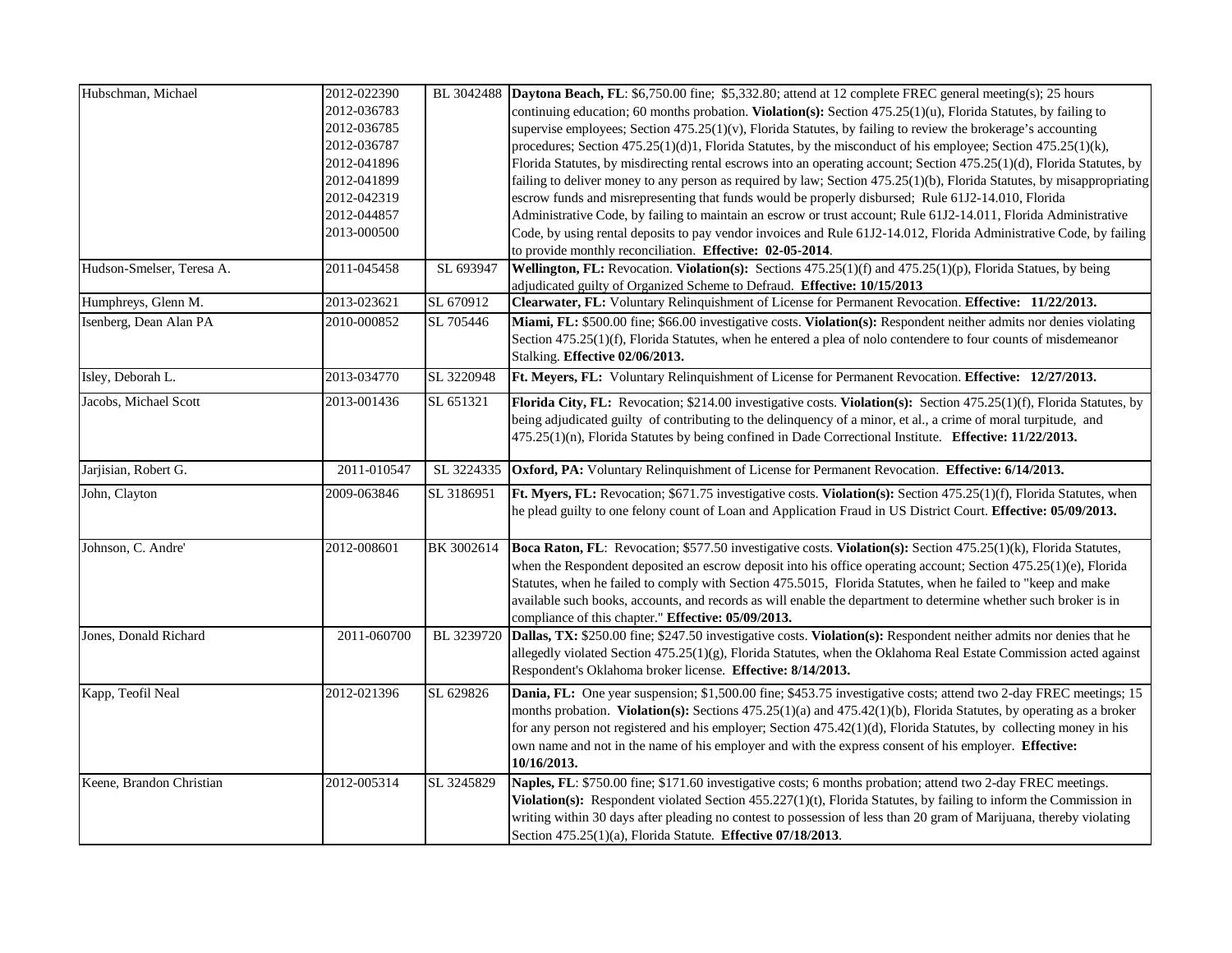| | | | |
|---|---|---|---|
| Hubschman, Michael | 2012-022390<br>2012-036783<br>2012-036785<br>2012-036787<br>2012-041896<br>2012-041899<br>2012-042319<br>2012-044857<br>2013-000500 | BL 3042488 | **Daytona Beach, FL**: $6,750.00 fine; $5,332.80; attend at 12 complete FREC general meeting(s); 25 hours continuing education; 60 months probation. **Violation(s):** Section 475.25(1)(u), Florida Statutes, by failing to supervise employees; Section 475.25(1)(v), Florida Statutes, by failing to review the brokerage's accounting procedures; Section 475.25(1)(d)1, Florida Statutes, by the misconduct of his employee; Section 475.25(1)(k), Florida Statutes, by misdirecting rental escrows into an operating account; Section 475.25(1)(d), Florida Statutes, by failing to deliver money to any person as required by law; Section 475.25(1)(b), Florida Statutes, by misappropriating escrow funds and misrepresenting that funds would be properly disbursed; Rule 61J2-14.010, Florida Administrative Code, by failing to maintain an escrow or trust account; Rule 61J2-14.011, Florida Administrative Code, by using rental deposits to pay vendor invoices and Rule 61J2-14.012, Florida Administrative Code, by failing to provide monthly reconciliation. **Effective: 02-05-2014**. |
| Hudson-Smelser, Teresa A. | 2011-045458 | SL 693947 | **Wellington, FL:** Revocation. **Violation(s):** Sections 475.25(1)(f) and 475.25(1)(p), Florida Statues, by being adjudicated guilty of Organized Scheme to Defraud. **Effective: 10/15/2013** |
| Humphreys, Glenn M. | 2013-023621 | SL 670912 | **Clearwater, FL:** Voluntary Relinquishment of License for Permanent Revocation. **Effective: 11/22/2013.** |
| Isenberg, Dean Alan PA | 2010-000852 | SL 705446 | **Miami, FL:** $500.00 fine; $66.00 investigative costs. **Violation(s):** Respondent neither admits nor denies violating Section 475.25(1)(f), Florida Statutes, when he entered a plea of nolo contendere to four counts of misdemeanor Stalking. **Effective 02/06/2013.** |
| Isley, Deborah L. | 2013-034770 | SL 3220948 | **Ft. Meyers, FL:** Voluntary Relinquishment of License for Permanent Revocation. **Effective: 12/27/2013.** |
| Jacobs, Michael Scott | 2013-001436 | SL 651321 | **Florida City, FL:** Revocation; $214.00 investigative costs. **Violation(s):** Section 475.25(1)(f), Florida Statutes, by being adjudicated guilty of contributing to the delinquency of a minor, et al., a crime of moral turpitude, and 475.25(1)(n), Florida Statutes by being confined in Dade Correctional Institute. **Effective: 11/22/2013.** |
| Jarjisian, Robert G. | 2011-010547 | SL 3224335 | **Oxford, PA:** Voluntary Relinquishment of License for Permanent Revocation. **Effective: 6/14/2013.** |
| John, Clayton | 2009-063846 | SL 3186951 | **Ft. Myers, FL:** Revocation; $671.75 investigative costs. **Violation(s):** Section 475.25(1)(f), Florida Statutes, when he plead guilty to one felony count of Loan and Application Fraud in US District Court. **Effective: 05/09/2013.** |
| Johnson, C. Andre' | 2012-008601 | BK 3002614 | **Boca Raton, FL**: Revocation; $577.50 investigative costs. **Violation(s):** Section 475.25(1)(k), Florida Statutes, when the Respondent deposited an escrow deposit into his office operating account; Section 475.25(1)(e), Florida Statutes, when he failed to comply with Section 475.5015, Florida Statutes, when he failed to "keep and make available such books, accounts, and records as will enable the department to determine whether such broker is in compliance of this chapter." **Effective: 05/09/2013.** |
| Jones, Donald Richard | 2011-060700 | BL 3239720 | **Dallas, TX:** $250.00 fine; $247.50 investigative costs. **Violation(s):** Respondent neither admits nor denies that he allegedly violated Section 475.25(1)(g), Florida Statutes, when the Oklahoma Real Estate Commission acted against Respondent's Oklahoma broker license. **Effective: 8/14/2013.** |
| Kapp, Teofil Neal | 2012-021396 | SL 629826 | **Dania, FL:** One year suspension; $1,500.00 fine; $453.75 investigative costs; attend two 2-day FREC meetings; 15 months probation. **Violation(s):** Sections 475.25(1)(a) and 475.42(1)(b), Florida Statutes, by operating as a broker for any person not registered and his employer; Section 475.42(1)(d), Florida Statutes, by collecting money in his own name and not in the name of his employer and with the express consent of his employer. **Effective: 10/16/2013.** |
| Keene, Brandon Christian | 2012-005314 | SL 3245829 | **Naples, FL**: $750.00 fine; $171.60 investigative costs; 6 months probation; attend two 2-day FREC meetings. **Violation(s):** Respondent violated Section 455.227(1)(t), Florida Statutes, by failing to inform the Commission in writing within 30 days after pleading no contest to possession of less than 20 gram of Marijuana, thereby violating Section 475.25(1)(a), Florida Statute. **Effective 07/18/2013**. |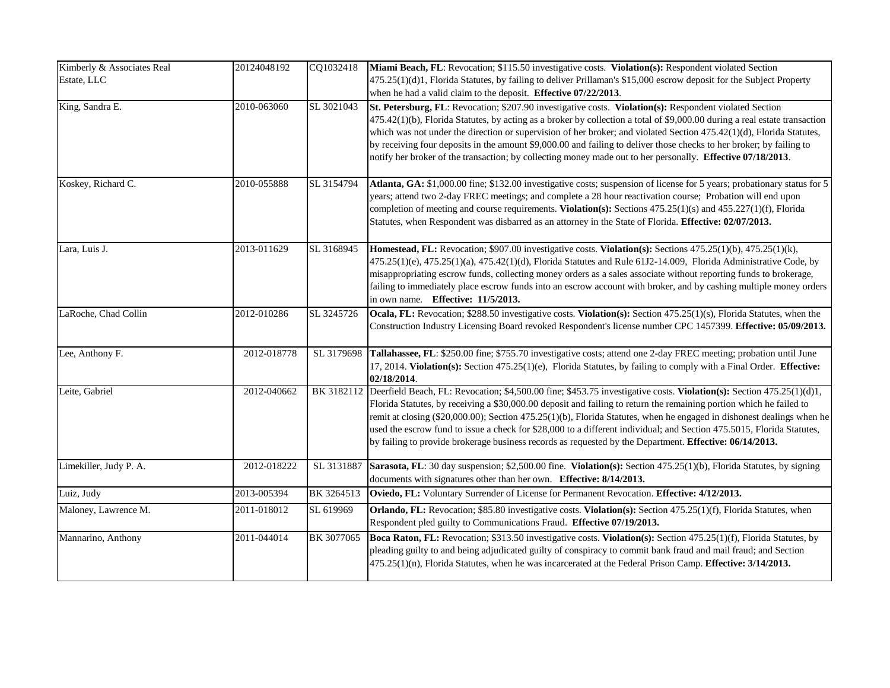| | | | |
|---|---|---|---|
| Kimberly & Associates Real Estate, LLC | 20124048192 | CQ1032418 | **Miami Beach, FL**: Revocation; $115.50 investigative costs. **Violation(s):** Respondent violated Section 475.25(1)(d)1, Florida Statutes, by failing to deliver Prillaman's $15,000 escrow deposit for the Subject Property when he had a valid claim to the deposit. **Effective 07/22/2013**. |
| King, Sandra E. | 2010-063060 | SL 3021043 | **St. Petersburg, FL**: Revocation; $207.90 investigative costs. **Violation(s):** Respondent violated Section 475.42(1)(b), Florida Statutes, by acting as a broker by collection a total of $9,000.00 during a real estate transaction which was not under the direction or supervision of her broker; and violated Section 475.42(1)(d), Florida Statutes, by receiving four deposits in the amount $9,000.00 and failing to deliver those checks to her broker; by failing to notify her broker of the transaction; by collecting money made out to her personally. **Effective 07/18/2013**. |
| Koskey, Richard C. | 2010-055888 | SL 3154794 | **Atlanta, GA:** $1,000.00 fine; $132.00 investigative costs; suspension of license for 5 years; probationary status for 5 years; attend two 2-day FREC meetings; and complete a 28 hour reactivation course; Probation will end upon completion of meeting and course requirements. **Violation(s):** Sections 475.25(1)(s) and 455.227(1)(f), Florida Statutes, when Respondent was disbarred as an attorney in the State of Florida. **Effective: 02/07/2013.** |
| Lara, Luis J. | 2013-011629 | SL 3168945 | **Homestead, FL:** Revocation; $907.00 investigative costs. **Violation(s):** Sections 475.25(1)(b), 475.25(1)(k), 475.25(1)(e), 475.25(1)(a), 475.42(1)(d), Florida Statutes and Rule 61J2-14.009, Florida Administrative Code, by misappropriating escrow funds, collecting money orders as a sales associate without reporting funds to brokerage, failing to immediately place escrow funds into an escrow account with broker, and by cashing multiple money orders in own name. **Effective: 11/5/2013.** |
| LaRoche, Chad Collin | 2012-010286 | SL 3245726 | **Ocala, FL:** Revocation; $288.50 investigative costs. **Violation(s):** Section 475.25(1)(s), Florida Statutes, when the Construction Industry Licensing Board revoked Respondent's license number CPC 1457399. **Effective: 05/09/2013.** |
| Lee, Anthony F. | 2012-018778 | SL 3179698 | **Tallahassee, FL**: $250.00 fine; $755.70 investigative costs; attend one 2-day FREC meeting; probation until June 17, 2014. **Violation(s):** Section 475.25(1)(e), Florida Statutes, by failing to comply with a Final Order. **Effective: 02/18/2014**. |
| Leite, Gabriel | 2012-040662 | BK 3182112 | Deerfield Beach, FL: Revocation; $4,500.00 fine; $453.75 investigative costs. **Violation(s):** Section 475.25(1)(d)1, Florida Statutes, by receiving a $30,000.00 deposit and failing to return the remaining portion which he failed to remit at closing ($20,000.00); Section 475.25(1)(b), Florida Statutes, when he engaged in dishonest dealings when he used the escrow fund to issue a check for $28,000 to a different individual; and Section 475.5015, Florida Statutes, by failing to provide brokerage business records as requested by the Department. **Effective: 06/14/2013.** |
| Limekiller, Judy P. A. | 2012-018222 | SL 3131887 | **Sarasota, FL**: 30 day suspension; $2,500.00 fine. **Violation(s):** Section 475.25(1)(b), Florida Statutes, by signing documents with signatures other than her own. **Effective: 8/14/2013.** |
| Luiz, Judy | 2013-005394 | BK 3264513 | **Oviedo, FL:** Voluntary Surrender of License for Permanent Revocation. **Effective: 4/12/2013.** |
| Maloney, Lawrence M. | 2011-018012 | SL 619969 | **Orlando, FL:** Revocation; $85.80 investigative costs. **Violation(s):** Section 475.25(1)(f), Florida Statutes, when Respondent pled guilty to Communications Fraud. **Effective 07/19/2013.** |
| Mannarino, Anthony | 2011-044014 | BK 3077065 | **Boca Raton, FL:** Revocation; $313.50 investigative costs. **Violation(s):** Section 475.25(1)(f), Florida Statutes, by pleading guilty to and being adjudicated guilty of conspiracy to commit bank fraud and mail fraud; and Section 475.25(1)(n), Florida Statutes, when he was incarcerated at the Federal Prison Camp. **Effective: 3/14/2013.** |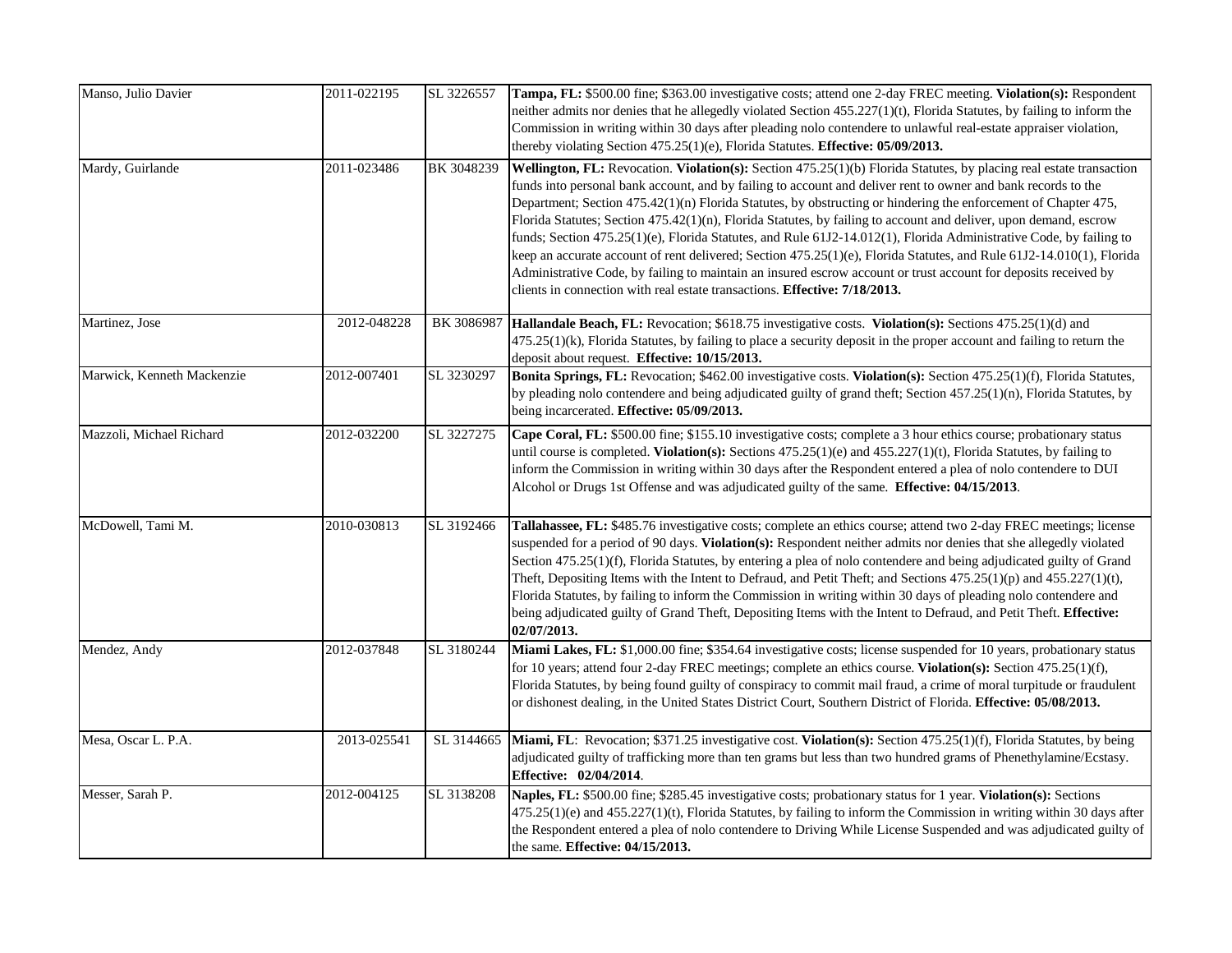| Manso, Julio Davier | 2011-022195 | SL 3226557 | **Tampa, FL:** $500.00 fine; $363.00 investigative costs; attend one 2-day FREC meeting. **Violation(s):** Respondent neither admits nor denies that he allegedly violated Section 455.227(1)(t), Florida Statutes, by failing to inform the Commission in writing within 30 days after pleading nolo contendere to unlawful real-estate appraiser violation, thereby violating Section 475.25(1)(e), Florida Statutes. **Effective: 05/09/2013.** |
|---|---|---|---|
| Mardy, Guirlande | 2011-023486 | BK 3048239 | **Wellington, FL:** Revocation. **Violation(s):** Section 475.25(1)(b) Florida Statutes, by placing real estate transaction funds into personal bank account, and by failing to account and deliver rent to owner and bank records to the Department; Section 475.42(1)(n) Florida Statutes, by obstructing or hindering the enforcement of Chapter 475, Florida Statutes; Section 475.42(1)(n), Florida Statutes, by failing to account and deliver, upon demand, escrow funds; Section 475.25(1)(e), Florida Statutes, and Rule 61J2-14.012(1), Florida Administrative Code, by failing to keep an accurate account of rent delivered; Section 475.25(1)(e), Florida Statutes, and Rule 61J2-14.010(1), Florida Administrative Code, by failing to maintain an insured escrow account or trust account for deposits received by clients in connection with real estate transactions. **Effective: 7/18/2013.** |
| Martinez, Jose | 2012-048228 | BK 3086987 | **Hallandale Beach, FL:** Revocation; $618.75 investigative costs. **Violation(s):** Sections 475.25(1)(d) and 475.25(1)(k), Florida Statutes, by failing to place a security deposit in the proper account and failing to return the deposit about request. **Effective: 10/15/2013.** |
| Marwick, Kenneth Mackenzie | 2012-007401 | SL 3230297 | **Bonita Springs, FL:** Revocation; $462.00 investigative costs. **Violation(s):** Section 475.25(1)(f), Florida Statutes, by pleading nolo contendere and being adjudicated guilty of grand theft; Section 457.25(1)(n), Florida Statutes, by being incarcerated. **Effective: 05/09/2013.** |
| Mazzoli, Michael Richard | 2012-032200 | SL 3227275 | **Cape Coral, FL:** $500.00 fine; $155.10 investigative costs; complete a 3 hour ethics course; probationary status until course is completed. **Violation(s):** Sections 475.25(1)(e) and 455.227(1)(t), Florida Statutes, by failing to inform the Commission in writing within 30 days after the Respondent entered a plea of nolo contendere to DUI Alcohol or Drugs 1st Offense and was adjudicated guilty of the same. **Effective: 04/15/2013**. |
| McDowell, Tami M. | 2010-030813 | SL 3192466 | **Tallahassee, FL:** $485.76 investigative costs; complete an ethics course; attend two 2-day FREC meetings; license suspended for a period of 90 days. **Violation(s):** Respondent neither admits nor denies that she allegedly violated Section 475.25(1)(f), Florida Statutes, by entering a plea of nolo contendere and being adjudicated guilty of Grand Theft, Depositing Items with the Intent to Defraud, and Petit Theft; and Sections 475.25(1)(p) and 455.227(1)(t), Florida Statutes, by failing to inform the Commission in writing within 30 days of pleading nolo contendere and being adjudicated guilty of Grand Theft, Depositing Items with the Intent to Defraud, and Petit Theft. **Effective: 02/07/2013.** |
| Mendez, Andy | 2012-037848 | SL 3180244 | **Miami Lakes, FL:** $1,000.00 fine; $354.64 investigative costs; license suspended for 10 years, probationary status for 10 years; attend four 2-day FREC meetings; complete an ethics course. **Violation(s):** Section 475.25(1)(f), Florida Statutes, by being found guilty of conspiracy to commit mail fraud, a crime of moral turpitude or fraudulent or dishonest dealing, in the United States District Court, Southern District of Florida. **Effective: 05/08/2013.** |
| Mesa, Oscar L. P.A. | 2013-025541 | SL 3144665 | **Miami, FL**: Revocation; $371.25 investigative cost. **Violation(s):** Section 475.25(1)(f), Florida Statutes, by being adjudicated guilty of trafficking more than ten grams but less than two hundred grams of Phenethylamine/Ecstasy. **Effective: 02/04/2014**. |
| Messer, Sarah P. | 2012-004125 | SL 3138208 | **Naples, FL:** $500.00 fine; $285.45 investigative costs; probationary status for 1 year. **Violation(s):** Sections 475.25(1)(e) and 455.227(1)(t), Florida Statutes, by failing to inform the Commission in writing within 30 days after the Respondent entered a plea of nolo contendere to Driving While License Suspended and was adjudicated guilty of the same. **Effective: 04/15/2013.** |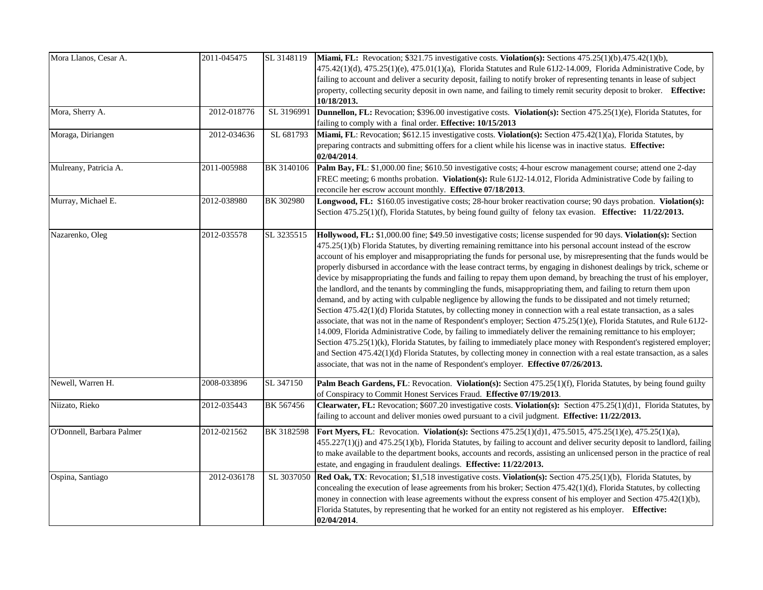| | | | |
|---|---|---|---|
| Mora Llanos, Cesar A. | 2011-045475 | SL 3148119 | **Miami, FL:** Revocation; $321.75 investigative costs. **Violation(s):** Sections 475.25(1)(b),475.42(1)(b), 475.42(1)(d), 475.25(1)(e), 475.01(1)(a), Florida Statutes and Rule 61J2-14.009, Florida Administrative Code, by failing to account and deliver a security deposit, failing to notify broker of representing tenants in lease of subject property, collecting security deposit in own name, and failing to timely remit security deposit to broker. **Effective: 10/18/2013.** |
| Mora, Sherry A. | 2012-018776 | SL 3196991 | **Dunnellon, FL:** Revocation; $396.00 investigative costs. **Violation(s):** Section 475.25(1)(e), Florida Statutes, for failing to comply with a final order. **Effective: 10/15/2013** |
| Moraga, Diriangen | 2012-034636 | SL 681793 | **Miami, FL**: Revocation; $612.15 investigative costs. **Violation(s):** Section 475.42(1)(a), Florida Statutes, by preparing contracts and submitting offers for a client while his license was in inactive status. **Effective: 02/04/2014**. |
| Mulreany, Patricia A. | 2011-005988 | BK 3140106 | **Palm Bay, FL**: $1,000.00 fine; $610.50 investigative costs; 4-hour escrow management course; attend one 2-day FREC meeting; 6 months probation. **Violation(s):** Rule 61J2-14.012, Florida Administrative Code by failing to reconcile her escrow account monthly. **Effective 07/18/2013**. |
| Murray, Michael E. | 2012-038980 | BK 302980 | **Longwood, FL:** $160.05 investigative costs; 28-hour broker reactivation course; 90 days probation. **Violation(s):** Section 475.25(1)(f), Florida Statutes, by being found guilty of felony tax evasion. **Effective: 11/22/2013.** |
| Nazarenko, Oleg | 2012-035578 | SL 3235515 | **Hollywood, FL:** $1,000.00 fine; $49.50 investigative costs; license suspended for 90 days. **Violation(s):** Section 475.25(1)(b) Florida Statutes, by diverting remaining remittance into his personal account instead of the escrow account of his employer and misappropriating the funds for personal use, by misrepresenting that the funds would be properly disbursed in accordance with the lease contract terms, by engaging in dishonest dealings by trick, scheme or device by misappropriating the funds and failing to repay them upon demand, by breaching the trust of his employer, the landlord, and the tenants by commingling the funds, misappropriating them, and failing to return them upon demand, and by acting with culpable negligence by allowing the funds to be dissipated and not timely returned; Section 475.42(1)(d) Florida Statutes, by collecting money in connection with a real estate transaction, as a sales associate, that was not in the name of Respondent's employer; Section 475.25(1)(e), Florida Statutes, and Rule 61J2-14.009, Florida Administrative Code, by failing to immediately deliver the remaining remittance to his employer; Section 475.25(1)(k), Florida Statutes, by failing to immediately place money with Respondent's registered employer; and Section 475.42(1)(d) Florida Statutes, by collecting money in connection with a real estate transaction, as a sales associate, that was not in the name of Respondent's employer. **Effective 07/26/2013.** |
| Newell, Warren H. | 2008-033896 | SL 347150 | **Palm Beach Gardens, FL**: Revocation. **Violation(s):** Section 475.25(1)(f), Florida Statutes, by being found guilty of Conspiracy to Commit Honest Services Fraud. **Effective 07/19/2013**. |
| Niizato, Rieko | 2012-035443 | BK 567456 | **Clearwater, FL:** Revocation; $607.20 investigative costs. **Violation(s):** Section 475.25(1)(d)1, Florida Statutes, by failing to account and deliver monies owed pursuant to a civil judgment. **Effective: 11/22/2013.** |
| O'Donnell, Barbara Palmer | 2012-021562 | BK 3182598 | **Fort Myers, FL**: Revocation. **Violation(s):** Sections 475.25(1)(d)1, 475.5015, 475.25(1)(e), 475.25(1)(a), 455.227(1)(j) and 475.25(1)(b), Florida Statutes, by failing to account and deliver security deposit to landlord, failing to make available to the department books, accounts and records, assisting an unlicensed person in the practice of real estate, and engaging in fraudulent dealings. **Effective: 11/22/2013.** |
| Ospina, Santiago | 2012-036178 | SL 3037050 | **Red Oak, TX**: Revocation; $1,518 investigative costs. **Violation(s):** Section 475.25(1)(b), Florida Statutes, by concealing the execution of lease agreements from his broker; Section 475.42(1)(d), Florida Statutes, by collecting money in connection with lease agreements without the express consent of his employer and Section 475.42(1)(b), Florida Statutes, by representing that he worked for an entity not registered as his employer. **Effective: 02/04/2014**. |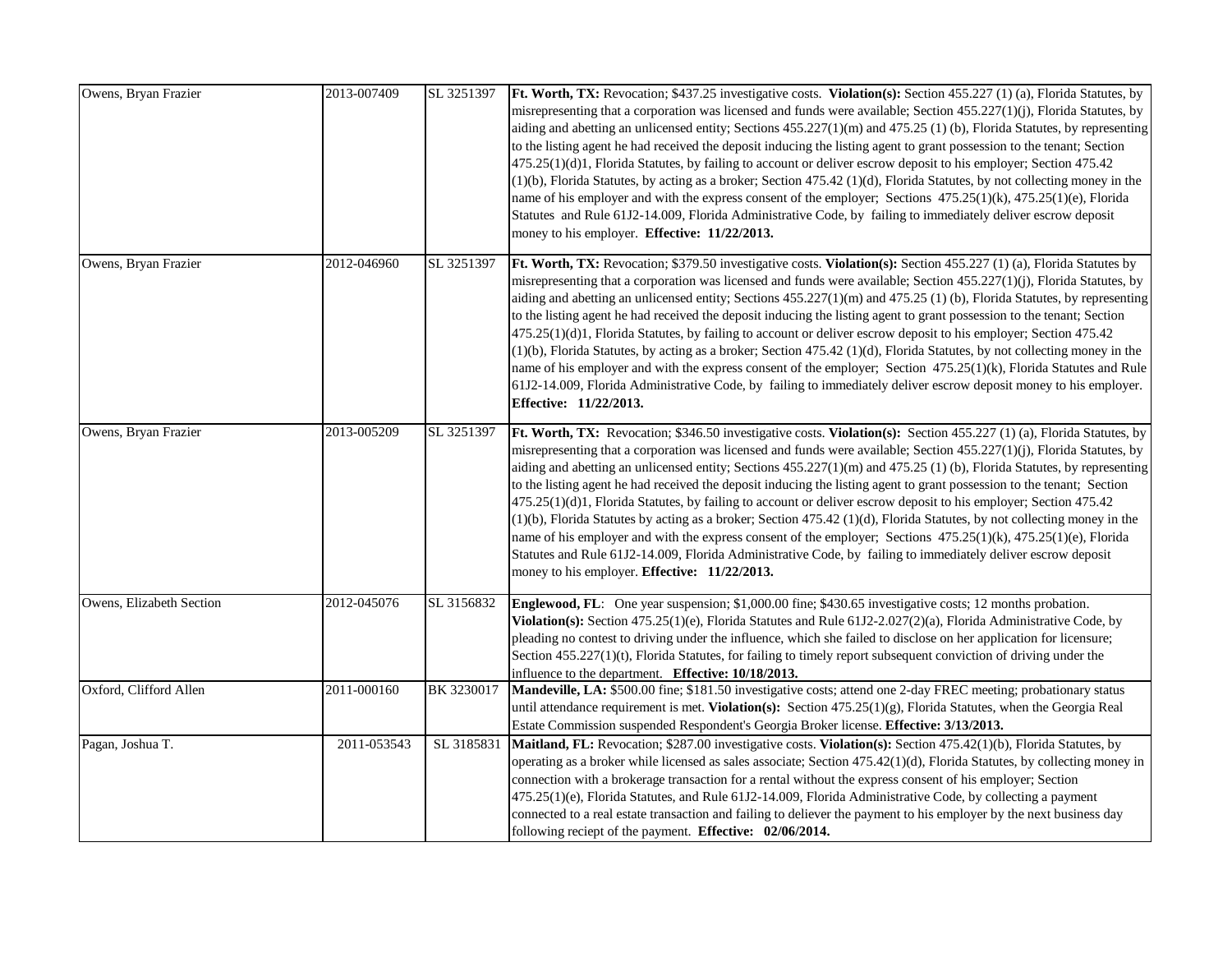| | | | |
|---|---|---|---|
| Owens, Bryan Frazier | 2013-007409 | SL 3251397 | **Ft. Worth, TX:** Revocation; $437.25 investigative costs. **Violation(s):** Section 455.227 (1) (a), Florida Statutes, by misrepresenting that a corporation was licensed and funds were available; Section 455.227(1)(j), Florida Statutes, by aiding and abetting an unlicensed entity; Sections 455.227(1)(m) and 475.25 (1) (b), Florida Statutes, by representing to the listing agent he had received the deposit inducing the listing agent to grant possession to the tenant; Section 475.25(1)(d)1, Florida Statutes, by failing to account or deliver escrow deposit to his employer; Section 475.42 (1)(b), Florida Statutes, by acting as a broker; Section 475.42 (1)(d), Florida Statutes, by not collecting money in the name of his employer and with the express consent of the employer; Sections 475.25(1)(k), 475.25(1)(e), Florida Statutes and Rule 61J2-14.009, Florida Administrative Code, by failing to immediately deliver escrow deposit money to his employer. **Effective: 11/22/2013.** |
| Owens, Bryan Frazier | 2012-046960 | SL 3251397 | **Ft. Worth, TX:** Revocation; $379.50 investigative costs. **Violation(s):** Section 455.227 (1) (a), Florida Statutes by misrepresenting that a corporation was licensed and funds were available; Section 455.227(1)(j), Florida Statutes, by aiding and abetting an unlicensed entity; Sections 455.227(1)(m) and 475.25 (1) (b), Florida Statutes, by representing to the listing agent he had received the deposit inducing the listing agent to grant possession to the tenant; Section 475.25(1)(d)1, Florida Statutes, by failing to account or deliver escrow deposit to his employer; Section 475.42 (1)(b), Florida Statutes, by acting as a broker; Section 475.42 (1)(d), Florida Statutes, by not collecting money in the name of his employer and with the express consent of the employer; Section 475.25(1)(k), Florida Statutes and Rule 61J2-14.009, Florida Administrative Code, by failing to immediately deliver escrow deposit money to his employer. **Effective: 11/22/2013.** |
| Owens, Bryan Frazier | 2013-005209 | SL 3251397 | **Ft. Worth, TX:** Revocation; $346.50 investigative costs. **Violation(s):** Section 455.227 (1) (a), Florida Statutes, by misrepresenting that a corporation was licensed and funds were available; Section 455.227(1)(j), Florida Statutes, by aiding and abetting an unlicensed entity; Sections 455.227(1)(m) and 475.25 (1) (b), Florida Statutes, by representing to the listing agent he had received the deposit inducing the listing agent to grant possession to the tenant; Section 475.25(1)(d)1, Florida Statutes, by failing to account or deliver escrow deposit to his employer; Section 475.42 (1)(b), Florida Statutes by acting as a broker; Section 475.42 (1)(d), Florida Statutes, by not collecting money in the name of his employer and with the express consent of the employer; Sections 475.25(1)(k), 475.25(1)(e), Florida Statutes and Rule 61J2-14.009, Florida Administrative Code, by failing to immediately deliver escrow deposit money to his employer. **Effective: 11/22/2013.** |
| Owens, Elizabeth Section | 2012-045076 | SL 3156832 | **Englewood, FL**: One year suspension; $1,000.00 fine; $430.65 investigative costs; 12 months probation. **Violation(s):** Section 475.25(1)(e), Florida Statutes and Rule 61J2-2.027(2)(a), Florida Administrative Code, by pleading no contest to driving under the influence, which she failed to disclose on her application for licensure; Section 455.227(1)(t), Florida Statutes, for failing to timely report subsequent conviction of driving under the influence to the department. **Effective: 10/18/2013.** |
| Oxford, Clifford Allen | 2011-000160 | BK 3230017 | **Mandeville, LA:** $500.00 fine; $181.50 investigative costs; attend one 2-day FREC meeting; probationary status until attendance requirement is met. **Violation(s):** Section 475.25(1)(g), Florida Statutes, when the Georgia Real Estate Commission suspended Respondent's Georgia Broker license. **Effective: 3/13/2013.** |
| Pagan, Joshua T. | 2011-053543 | SL 3185831 | **Maitland, FL:** Revocation; $287.00 investigative costs. **Violation(s):** Section 475.42(1)(b), Florida Statutes, by operating as a broker while licensed as sales associate; Section 475.42(1)(d), Florida Statutes, by collecting money in connection with a brokerage transaction for a rental without the express consent of his employer; Section 475.25(1)(e), Florida Statutes, and Rule 61J2-14.009, Florida Administrative Code, by collecting a payment connected to a real estate transaction and failing to deliever the payment to his employer by the next business day following reciept of the payment. **Effective: 02/06/2014.** |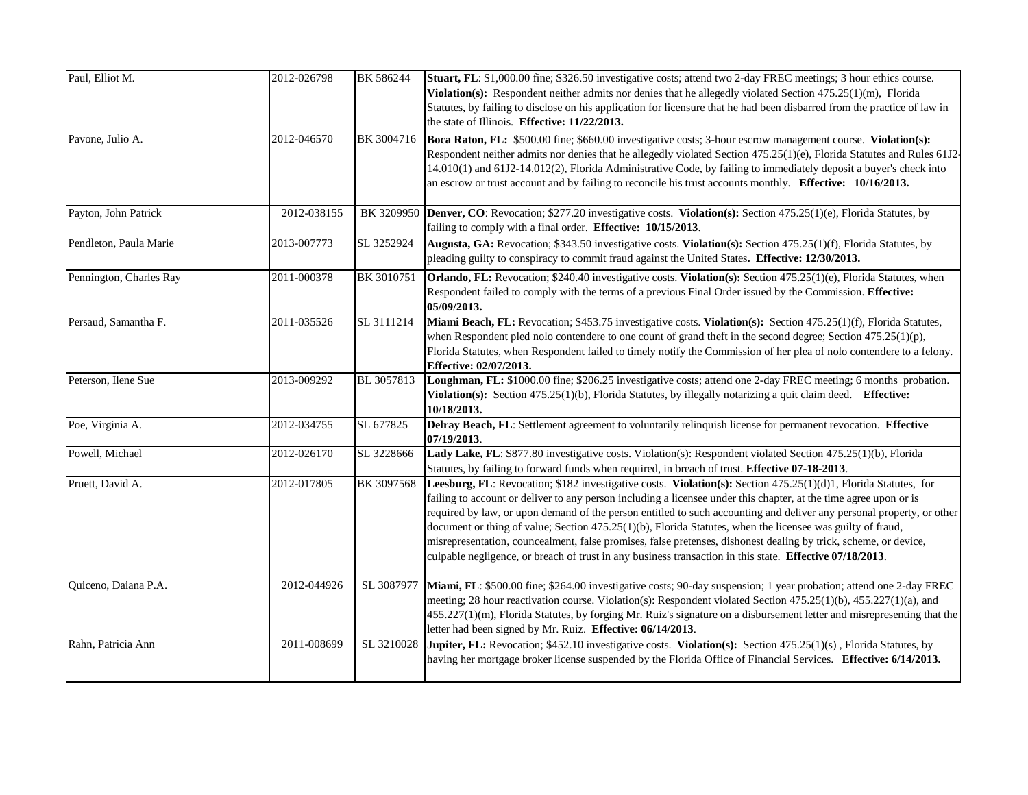| | | | |
|---|---|---|---|
| Paul, Elliot M. | 2012-026798 | BK 586244 | **Stuart, FL**: \$1,000.00 fine; \$326.50 investigative costs; attend two 2-day FREC meetings; 3 hour ethics course. **Violation(s):** Respondent neither admits nor denies that he allegedly violated Section 475.25(1)(m), Florida Statutes, by failing to disclose on his application for licensure that he had been disbarred from the practice of law in the state of Illinois. **Effective: 11/22/2013.** |
| Pavone, Julio A. | 2012-046570 | BK 3004716 | **Boca Raton, FL:** \$500.00 fine; \$660.00 investigative costs; 3-hour escrow management course. **Violation(s):** Respondent neither admits nor denies that he allegedly violated Section 475.25(1)(e), Florida Statutes and Rules 61J2-14.010(1) and 61J2-14.012(2), Florida Administrative Code, by failing to immediately deposit a buyer's check into an escrow or trust account and by failing to reconcile his trust accounts monthly. **Effective: 10/16/2013.** |
| Payton, John Patrick | 2012-038155 | BK 3209950 | **Denver, CO**: Revocation; \$277.20 investigative costs. **Violation(s):** Section 475.25(1)(e), Florida Statutes, by failing to comply with a final order. **Effective: 10/15/2013**. |
| Pendleton, Paula Marie | 2013-007773 | SL 3252924 | **Augusta, GA:** Revocation; \$343.50 investigative costs. **Violation(s):** Section 475.25(1)(f), Florida Statutes, by pleading guilty to conspiracy to commit fraud against the United States**. Effective: 12/30/2013.** |
| Pennington, Charles Ray | 2011-000378 | BK 3010751 | **Orlando, FL:** Revocation; \$240.40 investigative costs. **Violation(s):** Section 475.25(1)(e), Florida Statutes, when Respondent failed to comply with the terms of a previous Final Order issued by the Commission. **Effective: 05/09/2013.** |
| Persaud, Samantha F. | 2011-035526 | SL 3111214 | **Miami Beach, FL:** Revocation; \$453.75 investigative costs. **Violation(s):** Section 475.25(1)(f), Florida Statutes, when Respondent pled nolo contendere to one count of grand theft in the second degree; Section 475.25(1)(p), Florida Statutes, when Respondent failed to timely notify the Commission of her plea of nolo contendere to a felony. **Effective: 02/07/2013.** |
| Peterson, Ilene Sue | 2013-009292 | BL 3057813 | **Loughman, FL:** \$1000.00 fine; \$206.25 investigative costs; attend one 2-day FREC meeting; 6 months probation. **Violation(s):** Section 475.25(1)(b), Florida Statutes, by illegally notarizing a quit claim deed. **Effective: 10/18/2013.** |
| Poe, Virginia A. | 2012-034755 | SL 677825 | **Delray Beach, FL**: Settlement agreement to voluntarily relinquish license for permanent revocation. **Effective 07/19/2013**. |
| Powell, Michael | 2012-026170 | SL 3228666 | **Lady Lake, FL**: \$877.80 investigative costs. Violation(s): Respondent violated Section 475.25(1)(b), Florida Statutes, by failing to forward funds when required, in breach of trust. **Effective 07-18-2013**. |
| Pruett, David A. | 2012-017805 | BK 3097568 | **Leesburg, FL**: Revocation; \$182 investigative costs. **Violation(s):** Section 475.25(1)(d)1, Florida Statutes, for failing to account or deliver to any person including a licensee under this chapter, at the time agree upon or is required by law, or upon demand of the person entitled to such accounting and deliver any personal property, or other document or thing of value; Section 475.25(1)(b), Florida Statutes, when the licensee was guilty of fraud, misrepresentation, councealment, false promises, false pretenses, dishonest dealing by trick, scheme, or device, culpable negligence, or breach of trust in any business transaction in this state. **Effective 07/18/2013**. |
| Quiceno, Daiana P.A. | 2012-044926 | SL 3087977 | **Miami, FL**: \$500.00 fine; \$264.00 investigative costs; 90-day suspension; 1 year probation; attend one 2-day FREC meeting; 28 hour reactivation course. Violation(s): Respondent violated Section 475.25(1)(b), 455.227(1)(a), and 455.227(1)(m), Florida Statutes, by forging Mr. Ruiz's signature on a disbursement letter and misrepresenting that the letter had been signed by Mr. Ruiz. **Effective: 06/14/2013**. |
| Rahn, Patricia Ann | 2011-008699 | SL 3210028 | **Jupiter, FL:** Revocation; \$452.10 investigative costs. **Violation(s):** Section 475.25(1)(s) , Florida Statutes, by having her mortgage broker license suspended by the Florida Office of Financial Services. **Effective: 6/14/2013.** |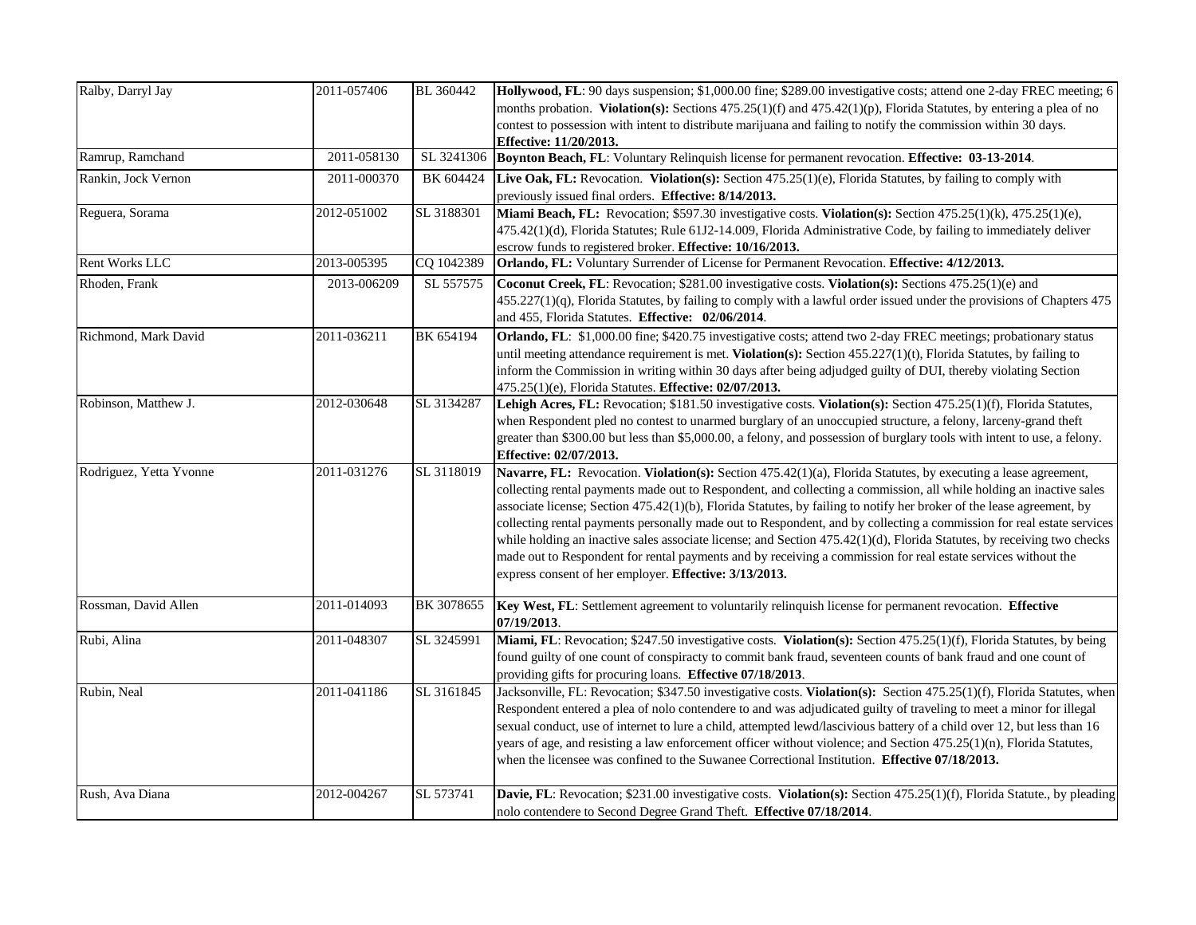| Name | Case Number | License Number | Action |
|---|---|---|---|
| Ralby, Darryl Jay | 2011-057406 | BL 360442 | **Hollywood, FL**: 90 days suspension; $1,000.00 fine; $289.00 investigative costs; attend one 2-day FREC meeting; 6 months probation. **Violation(s):** Sections 475.25(1)(f) and 475.42(1)(p), Florida Statutes, by entering a plea of no contest to possession with intent to distribute marijuana and failing to notify the commission within 30 days. **Effective: 11/20/2013.** |
| Ramrup, Ramchand | 2011-058130 | SL 3241306 | **Boynton Beach, FL**: Voluntary Relinquish license for permanent revocation. **Effective: 03-13-2014**. |
| Rankin, Jock Vernon | 2011-000370 | BK 604424 | **Live Oak, FL:** Revocation. **Violation(s):** Section 475.25(1)(e), Florida Statutes, by failing to comply with previously issued final orders. **Effective: 8/14/2013.** |
| Reguera, Sorama | 2012-051002 | SL 3188301 | **Miami Beach, FL:** Revocation; $597.30 investigative costs. **Violation(s):** Section 475.25(1)(k), 475.25(1)(e), 475.42(1)(d), Florida Statutes; Rule 61J2-14.009, Florida Administrative Code, by failing to immediately deliver escrow funds to registered broker. **Effective: 10/16/2013.** |
| Rent Works LLC | 2013-005395 | CQ 1042389 | **Orlando, FL:** Voluntary Surrender of License for Permanent Revocation. **Effective: 4/12/2013.** |
| Rhoden, Frank | 2013-006209 | SL 557575 | **Coconut Creek, FL**: Revocation; $281.00 investigative costs. **Violation(s):** Sections 475.25(1)(e) and 455.227(1)(q), Florida Statutes, by failing to comply with a lawful order issued under the provisions of Chapters 475 and 455, Florida Statutes. **Effective: 02/06/2014**. |
| Richmond, Mark David | 2011-036211 | BK 654194 | **Orlando, FL**: $1,000.00 fine; $420.75 investigative costs; attend two 2-day FREC meetings; probationary status until meeting attendance requirement is met. **Violation(s):** Section 455.227(1)(t), Florida Statutes, by failing to inform the Commission in writing within 30 days after being adjudged guilty of DUI, thereby violating Section 475.25(1)(e), Florida Statutes. **Effective: 02/07/2013.** |
| Robinson, Matthew J. | 2012-030648 | SL 3134287 | **Lehigh Acres, FL:** Revocation; $181.50 investigative costs. **Violation(s):** Section 475.25(1)(f), Florida Statutes, when Respondent pled no contest to unarmed burglary of an unoccupied structure, a felony, larceny-grand theft greater than $300.00 but less than $5,000.00, a felony, and possession of burglary tools with intent to use, a felony. **Effective: 02/07/2013.** |
| Rodriguez, Yetta Yvonne | 2011-031276 | SL 3118019 | **Navarre, FL:** Revocation. **Violation(s):** Section 475.42(1)(a), Florida Statutes, by executing a lease agreement, collecting rental payments made out to Respondent, and collecting a commission, all while holding an inactive sales associate license; Section 475.42(1)(b), Florida Statutes, by failing to notify her broker of the lease agreement, by collecting rental payments personally made out to Respondent, and by collecting a commission for real estate services while holding an inactive sales associate license; and Section 475.42(1)(d), Florida Statutes, by receiving two checks made out to Respondent for rental payments and by receiving a commission for real estate services without the express consent of her employer. **Effective: 3/13/2013.** |
| Rossman, David Allen | 2011-014093 | BK 3078655 | **Key West, FL**: Settlement agreement to voluntarily relinquish license for permanent revocation. **Effective 07/19/2013**. |
| Rubi, Alina | 2011-048307 | SL 3245991 | **Miami, FL**: Revocation; $247.50 investigative costs. **Violation(s):** Section 475.25(1)(f), Florida Statutes, by being found guilty of one count of conspiracty to commit bank fraud, seventeen counts of bank fraud and one count of providing gifts for procuring loans. **Effective 07/18/2013**. |
| Rubin, Neal | 2011-041186 | SL 3161845 | Jacksonville, FL: Revocation; $347.50 investigative costs. **Violation(s):** Section 475.25(1)(f), Florida Statutes, when Respondent entered a plea of nolo contendere to and was adjudicated guilty of traveling to meet a minor for illegal sexual conduct, use of internet to lure a child, attempted lewd/lascivious battery of a child over 12, but less than 16 years of age, and resisting a law enforcement officer without violence; and Section 475.25(1)(n), Florida Statutes, when the licensee was confined to the Suwanee Correctional Institution. **Effective 07/18/2013.** |
| Rush, Ava Diana | 2012-004267 | SL 573741 | **Davie, FL**: Revocation; $231.00 investigative costs. **Violation(s):** Section 475.25(1)(f), Florida Statute., by pleading nolo contendere to Second Degree Grand Theft. **Effective 07/18/2014**. |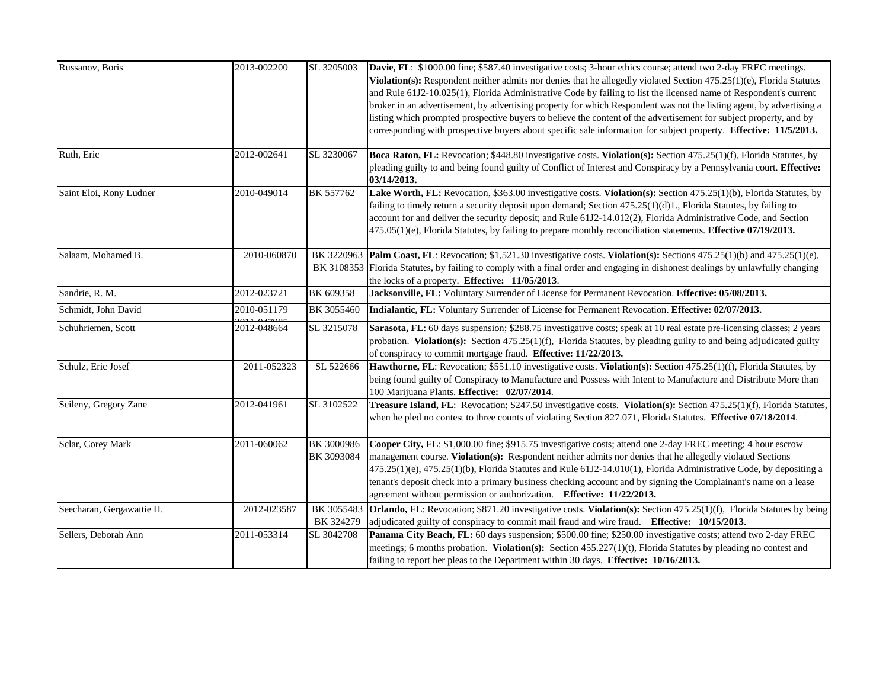| | | | |
|---|---|---|---|
| Russanov, Boris | 2013-002200 | SL 3205003 | **Davie, FL**: $1000.00 fine; $587.40 investigative costs; 3-hour ethics course; attend two 2-day FREC meetings. **Violation(s):** Respondent neither admits nor denies that he allegedly violated Section 475.25(1)(e), Florida Statutes and Rule 61J2-10.025(1), Florida Administrative Code by failing to list the licensed name of Respondent's current broker in an advertisement, by advertising property for which Respondent was not the listing agent, by advertising a listing which prompted prospective buyers to believe the content of the advertisement for subject property, and by corresponding with prospective buyers about specific sale information for subject property. **Effective: 11/5/2013.** |
| Ruth, Eric | 2012-002641 | SL 3230067 | **Boca Raton, FL:** Revocation; $448.80 investigative costs. **Violation(s):** Section 475.25(1)(f), Florida Statutes, by pleading guilty to and being found guilty of Conflict of Interest and Conspiracy by a Pennsylvania court. **Effective: 03/14/2013.** |
| Saint Eloi, Rony Ludner | 2010-049014 | BK 557762 | **Lake Worth, FL:** Revocation, $363.00 investigative costs. **Violation(s):** Section 475.25(1)(b), Florida Statutes, by failing to timely return a security deposit upon demand; Section 475.25(1)(d)1., Florida Statutes, by failing to account for and deliver the security deposit; and Rule 61J2-14.012(2), Florida Administrative Code, and Section 475.05(1)(e), Florida Statutes, by failing to prepare monthly reconciliation statements. **Effective 07/19/2013.** |
| Salaam, Mohamed B. | 2010-060870 | BK 3220963 BK 3108353 | **Palm Coast, FL**: Revocation; $1,521.30 investigative costs. **Violation(s):** Sections 475.25(1)(b) and 475.25(1)(e), Florida Statutes, by failing to comply with a final order and engaging in dishonest dealings by unlawfully changing the locks of a property. **Effective: 11/05/2013**. |
| Sandrie, R. M. | 2012-023721 | BK 609358 | **Jacksonville, FL:** Voluntary Surrender of License for Permanent Revocation. **Effective: 05/08/2013.** |
| Schmidt, John David | 2010-051179 2011-047085 | BK 3055460 | **Indialantic, FL:** Voluntary Surrender of License for Permanent Revocation. **Effective: 02/07/2013.** |
| Schuhriemen, Scott | 2012-048664 | SL 3215078 | **Sarasota, FL**: 60 days suspension; $288.75 investigative costs; speak at 10 real estate pre-licensing classes; 2 years probation. **Violation(s):** Section 475.25(1)(f), Florida Statutes, by pleading guilty to and being adjudicated guilty of conspiracy to commit mortgage fraud. **Effective: 11/22/2013.** |
| Schulz, Eric Josef | 2011-052323 | SL 522666 | **Hawthorne, FL**: Revocation; $551.10 investigative costs. **Violation(s):** Section 475.25(1)(f), Florida Statutes, by being found guilty of Conspiracy to Manufacture and Possess with Intent to Manufacture and Distribute More than 100 Marijuana Plants. **Effective: 02/07/2014**. |
| Scileny, Gregory Zane | 2012-041961 | SL 3102522 | **Treasure Island, FL**: Revocation; $247.50 investigative costs. **Violation(s):** Section 475.25(1)(f), Florida Statutes, when he pled no contest to three counts of violating Section 827.071, Florida Statutes. **Effective 07/18/2014**. |
| Sclar, Corey Mark | 2011-060062 | BK 3000986 BK 3093084 | **Cooper City, FL**: $1,000.00 fine; $915.75 investigative costs; attend one 2-day FREC meeting; 4 hour escrow management course. **Violation(s):** Respondent neither admits nor denies that he allegedly violated Sections 475.25(1)(e), 475.25(1)(b), Florida Statutes and Rule 61J2-14.010(1), Florida Administrative Code, by depositing a tenant's deposit check into a primary business checking account and by signing the Complainant's name on a lease agreement without permission or authorization. **Effective: 11/22/2013.** |
| Seecharan, Gergawattie H. | 2012-023587 | BK 3055483 BK 324279 | **Orlando, FL**: Revocation; $871.20 investigative costs. **Violation(s):** Section 475.25(1)(f), Florida Statutes by being adjudicated guilty of conspiracy to commit mail fraud and wire fraud. **Effective: 10/15/2013**. |
| Sellers, Deborah Ann | 2011-053314 | SL 3042708 | **Panama City Beach, FL:** 60 days suspension; $500.00 fine; $250.00 investigative costs; attend two 2-day FREC meetings; 6 months probation. **Violation(s):** Section 455.227(1)(t), Florida Statutes by pleading no contest and failing to report her pleas to the Department within 30 days. **Effective: 10/16/2013.** |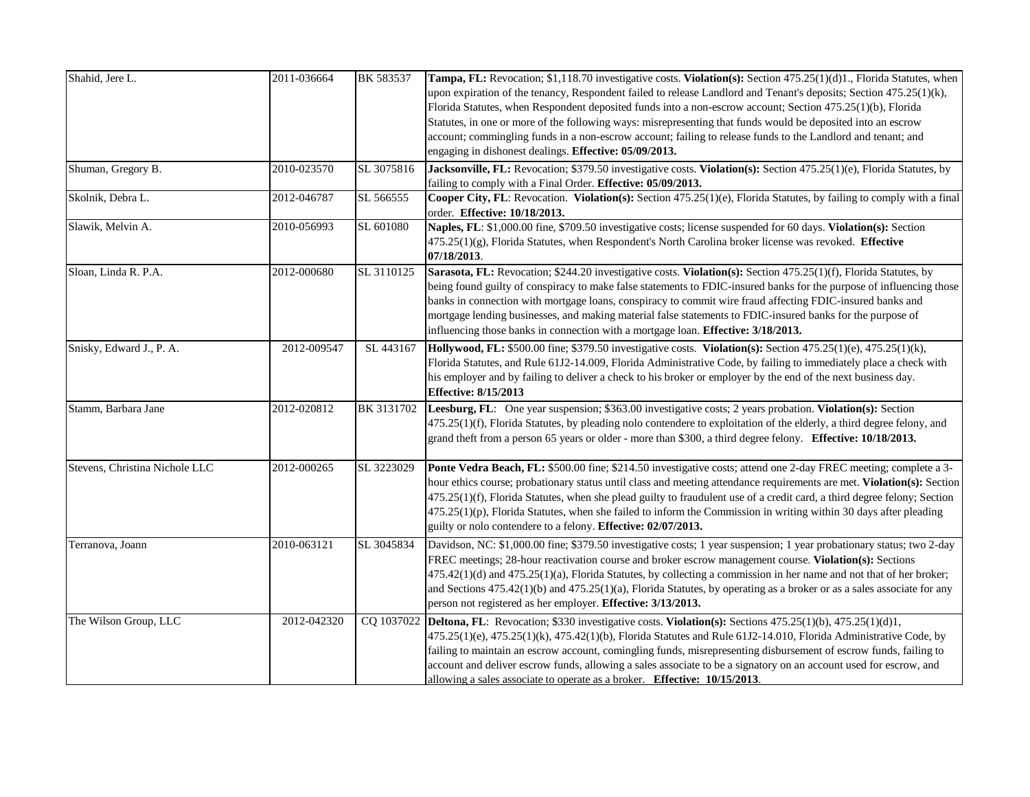| | | | |
|---|---|---|---|
| Shahid, Jere L. | 2011-036664 | BK 583537 | **Tampa, FL:** Revocation; $1,118.70 investigative costs. **Violation(s):** Section 475.25(1)(d)1., Florida Statutes, when upon expiration of the tenancy, Respondent failed to release Landlord and Tenant's deposits; Section 475.25(1)(k), Florida Statutes, when Respondent deposited funds into a non-escrow account; Section 475.25(1)(b), Florida Statutes, in one or more of the following ways: misrepresenting that funds would be deposited into an escrow account; commingling funds in a non-escrow account; failing to release funds to the Landlord and tenant; and engaging in dishonest dealings. **Effective: 05/09/2013.** |
| Shuman, Gregory B. | 2010-023570 | SL 3075816 | **Jacksonville, FL:** Revocation; $379.50 investigative costs. **Violation(s):** Section 475.25(1)(e), Florida Statutes, by failing to comply with a Final Order. **Effective: 05/09/2013.** |
| Skolnik, Debra L. | 2012-046787 | SL 566555 | **Cooper City, FL**: Revocation. **Violation(s):** Section 475.25(1)(e), Florida Statutes, by failing to comply with a final order. **Effective: 10/18/2013.** |
| Slawik, Melvin A. | 2010-056993 | SL 601080 | **Naples, FL**: $1,000.00 fine, $709.50 investigative costs; license suspended for 60 days. **Violation(s):** Section 475.25(1)(g), Florida Statutes, when Respondent's North Carolina broker license was revoked. **Effective 07/18/2013**. |
| Sloan, Linda R. P.A. | 2012-000680 | SL 3110125 | **Sarasota, FL:** Revocation; $244.20 investigative costs. **Violation(s):** Section 475.25(1)(f), Florida Statutes, by being found guilty of conspiracy to make false statements to FDIC-insured banks for the purpose of influencing those banks in connection with mortgage loans, conspiracy to commit wire fraud affecting FDIC-insured banks and mortgage lending businesses, and making material false statements to FDIC-insured banks for the purpose of influencing those banks in connection with a mortgage loan. **Effective: 3/18/2013.** |
| Snisky, Edward J., P. A. | 2012-009547 | SL 443167 | **Hollywood, FL:** $500.00 fine; $379.50 investigative costs. **Violation(s):** Section 475.25(1)(e), 475.25(1)(k), Florida Statutes, and Rule 61J2-14.009, Florida Administrative Code, by failing to immediately place a check with his employer and by failing to deliver a check to his broker or employer by the end of the next business day. **Effective: 8/15/2013** |
| Stamm, Barbara Jane | 2012-020812 | BK 3131702 | **Leesburg, FL**: One year suspension; $363.00 investigative costs; 2 years probation. **Violation(s):** Section 475.25(1)(f), Florida Statutes, by pleading nolo contendere to exploitation of the elderly, a third degree felony, and grand theft from a person 65 years or older - more than $300, a third degree felony. **Effective: 10/18/2013.** |
| Stevens, Christina Nichole LLC | 2012-000265 | SL 3223029 | **Ponte Vedra Beach, FL:** $500.00 fine; $214.50 investigative costs; attend one 2-day FREC meeting; complete a 3-hour ethics course; probationary status until class and meeting attendance requirements are met. **Violation(s):** Section 475.25(1)(f), Florida Statutes, when she plead guilty to fraudulent use of a credit card, a third degree felony; Section 475.25(1)(p), Florida Statutes, when she failed to inform the Commission in writing within 30 days after pleading guilty or nolo contendere to a felony. **Effective: 02/07/2013.** |
| Terranova, Joann | 2010-063121 | SL 3045834 | Davidson, NC: $1,000.00 fine; $379.50 investigative costs; 1 year suspension; 1 year probationary status; two 2-day FREC meetings; 28-hour reactivation course and broker escrow management course. **Violation(s):** Sections 475.42(1)(d) and 475.25(1)(a), Florida Statutes, by collecting a commission in her name and not that of her broker; and Sections 475.42(1)(b) and 475.25(1)(a), Florida Statutes, by operating as a broker or as a sales associate for any person not registered as her employer. **Effective: 3/13/2013.** |
| The Wilson Group, LLC | 2012-042320 | CQ 1037022 | **Deltona, FL**: Revocation; $330 investigative costs. **Violation(s):** Sections 475.25(1)(b), 475.25(1)(d)1, 475.25(1)(e), 475.25(1)(k), 475.42(1)(b), Florida Statutes and Rule 61J2-14.010, Florida Administrative Code, by failing to maintain an escrow account, comingling funds, misrepresenting disbursement of escrow funds, failing to account and deliver escrow funds, allowing a sales associate to be a signatory on an account used for escrow, and allowing a sales associate to operate as a broker. **Effective: 10/15/2013**. |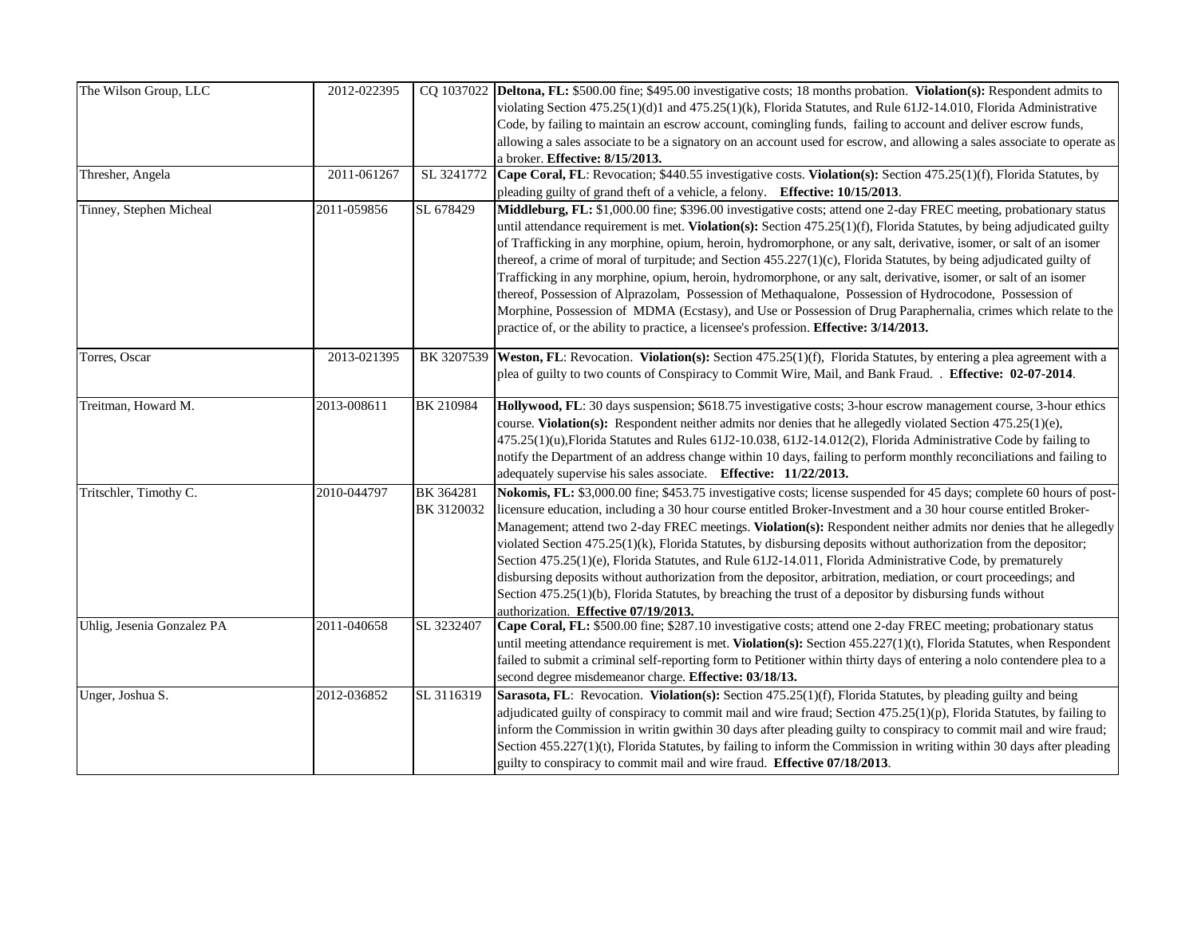| | | | |
|---|---|---|---|
| The Wilson Group, LLC | 2012-022395 | CQ 1037022 | **Deltona, FL:** \$500.00 fine; \$495.00 investigative costs; 18 months probation. **Violation(s):** Respondent admits to violating Section 475.25(1)(d)1 and 475.25(1)(k), Florida Statutes, and Rule 61J2-14.010, Florida Administrative Code, by failing to maintain an escrow account, comingling funds, failing to account and deliver escrow funds, allowing a sales associate to be a signatory on an account used for escrow, and allowing a sales associate to operate as a broker. **Effective: 8/15/2013.** |
| Thresher, Angela | 2011-061267 | SL 3241772 | **Cape Coral, FL**: Revocation; \$440.55 investigative costs. **Violation(s):** Section 475.25(1)(f), Florida Statutes, by pleading guilty of grand theft of a vehicle, a felony. **Effective: 10/15/2013**. |
| Tinney, Stephen Micheal | 2011-059856 | SL 678429 | **Middleburg, FL:** \$1,000.00 fine; \$396.00 investigative costs; attend one 2-day FREC meeting, probationary status until attendance requirement is met. **Violation(s):** Section 475.25(1)(f), Florida Statutes, by being adjudicated guilty of Trafficking in any morphine, opium, heroin, hydromorphone, or any salt, derivative, isomer, or salt of an isomer thereof, a crime of moral of turpitude; and Section 455.227(1)(c), Florida Statutes, by being adjudicated guilty of Trafficking in any morphine, opium, heroin, hydromorphone, or any salt, derivative, isomer, or salt of an isomer thereof, Possession of Alprazolam, Possession of Methaqualone, Possession of Hydrocodone, Possession of Morphine, Possession of MDMA (Ecstasy), and Use or Possession of Drug Paraphernalia, crimes which relate to the practice of, or the ability to practice, a licensee's profession. **Effective: 3/14/2013.** |
| Torres, Oscar | 2013-021395 | BK 3207539 | **Weston, FL**: Revocation. **Violation(s):** Section 475.25(1)(f), Florida Statutes, by entering a plea agreement with a plea of guilty to two counts of Conspiracy to Commit Wire, Mail, and Bank Fraud. . **Effective: 02-07-2014**. |
| Treitman, Howard M. | 2013-008611 | BK 210984 | **Hollywood, FL**: 30 days suspension; \$618.75 investigative costs; 3-hour escrow management course, 3-hour ethics course. **Violation(s):** Respondent neither admits nor denies that he allegedly violated Section 475.25(1)(e), 475.25(1)(u),Florida Statutes and Rules 61J2-10.038, 61J2-14.012(2), Florida Administrative Code by failing to notify the Department of an address change within 10 days, failing to perform monthly reconciliations and failing to adequately supervise his sales associate. **Effective: 11/22/2013.** |
| Tritschler, Timothy C. | 2010-044797 | BK 364281<br>BK 3120032 | **Nokomis, FL:** \$3,000.00 fine; \$453.75 investigative costs; license suspended for 45 days; complete 60 hours of post-licensure education, including a 30 hour course entitled Broker-Investment and a 30 hour course entitled Broker-Management; attend two 2-day FREC meetings. **Violation(s):** Respondent neither admits nor denies that he allegedly violated Section 475.25(1)(k), Florida Statutes, by disbursing deposits without authorization from the depositor; Section 475.25(1)(e), Florida Statutes, and Rule 61J2-14.011, Florida Administrative Code, by prematurely disbursing deposits without authorization from the depositor, arbitration, mediation, or court proceedings; and Section 475.25(1)(b), Florida Statutes, by breaching the trust of a depositor by disbursing funds without authorization. **Effective 07/19/2013.** |
| Uhlig, Jesenia Gonzalez PA | 2011-040658 | SL 3232407 | **Cape Coral, FL:** \$500.00 fine; \$287.10 investigative costs; attend one 2-day FREC meeting; probationary status until meeting attendance requirement is met. **Violation(s):** Section 455.227(1)(t), Florida Statutes, when Respondent failed to submit a criminal self-reporting form to Petitioner within thirty days of entering a nolo contendere plea to a second degree misdemeanor charge. **Effective: 03/18/13.** |
| Unger, Joshua S. | 2012-036852 | SL 3116319 | **Sarasota, FL**: Revocation. **Violation(s):** Section 475.25(1)(f), Florida Statutes, by pleading guilty and being adjudicated guilty of conspiracy to commit mail and wire fraud; Section 475.25(1)(p), Florida Statutes, by failing to inform the Commission in writin gwithin 30 days after pleading guilty to conspiracy to commit mail and wire fraud; Section 455.227(1)(t), Florida Statutes, by failing to inform the Commission in writing within 30 days after pleading guilty to conspiracy to commit mail and wire fraud. **Effective 07/18/2013**. |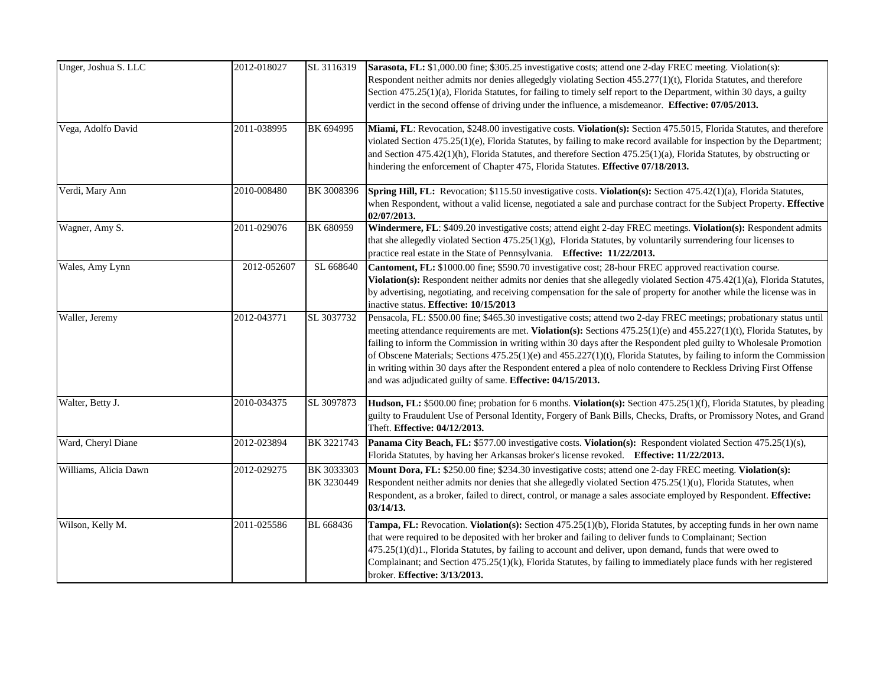| | | | |
|---|---|---|---|
| Unger, Joshua S. LLC | 2012-018027 | SL 3116319 | **Sarasota, FL:** $1,000.00 fine; $305.25 investigative costs; attend one 2-day FREC meeting. Violation(s): Respondent neither admits nor denies allegedgly violating Section 455.277(1)(t), Florida Statutes, and therefore Section 475.25(1)(a), Florida Statutes, for failing to timely self report to the Department, within 30 days, a guilty verdict in the second offense of driving under the influence, a misdemeanor. **Effective: 07/05/2013.** |
| Vega, Adolfo David | 2011-038995 | BK 694995 | **Miami, FL**: Revocation, $248.00 investigative costs. **Violation(s):** Section 475.5015, Florida Statutes, and therefore violated Section 475.25(1)(e), Florida Statutes, by failing to make record available for inspection by the Department; and Section 475.42(1)(h), Florida Statutes, and therefore Section 475.25(1)(a), Florida Statutes, by obstructing or hindering the enforcement of Chapter 475, Florida Statutes. **Effective 07/18/2013.** |
| Verdi, Mary Ann | 2010-008480 | BK 3008396 | **Spring Hill, FL:** Revocation; $115.50 investigative costs. **Violation(s):** Section 475.42(1)(a), Florida Statutes, when Respondent, without a valid license, negotiated a sale and purchase contract for the Subject Property. **Effective 02/07/2013.** |
| Wagner, Amy S. | 2011-029076 | BK 680959 | **Windermere, FL**: $409.20 investigative costs; attend eight 2-day FREC meetings. **Violation(s):** Respondent admits that she allegedly violated Section 475.25(1)(g), Florida Statutes, by voluntarily surrendering four licenses to practice real estate in the State of Pennsylvania. **Effective: 11/22/2013.** |
| Wales, Amy Lynn | 2012-052607 | SL 668640 | **Cantoment, FL:** $1000.00 fine; $590.70 investigative cost; 28-hour FREC approved reactivation course. **Violation(s):** Respondent neither admits nor denies that she allegedly violated Section 475.42(1)(a), Florida Statutes, by advertising, negotiating, and receiving compensation for the sale of property for another while the license was in inactive status. **Effective: 10/15/2013** |
| Waller, Jeremy | 2012-043771 | SL 3037732 | Pensacola, FL: $500.00 fine; $465.30 investigative costs; attend two 2-day FREC meetings; probationary status until meeting attendance requirements are met. **Violation(s):** Sections 475.25(1)(e) and 455.227(1)(t), Florida Statutes, by failing to inform the Commission in writing within 30 days after the Respondent pled guilty to Wholesale Promotion of Obscene Materials; Sections 475.25(1)(e) and 455.227(1)(t), Florida Statutes, by failing to inform the Commission in writing within 30 days after the Respondent entered a plea of nolo contendere to Reckless Driving First Offense and was adjudicated guilty of same. **Effective: 04/15/2013.** |
| Walter, Betty J. | 2010-034375 | SL 3097873 | **Hudson, FL:** $500.00 fine; probation for 6 months. **Violation(s):** Section 475.25(1)(f), Florida Statutes, by pleading guilty to Fraudulent Use of Personal Identity, Forgery of Bank Bills, Checks, Drafts, or Promissory Notes, and Grand Theft. **Effective: 04/12/2013.** |
| Ward, Cheryl Diane | 2012-023894 | BK 3221743 | **Panama City Beach, FL:** $577.00 investigative costs. **Violation(s):** Respondent violated Section 475.25(1)(s), Florida Statutes, by having her Arkansas broker's license revoked. **Effective: 11/22/2013.** |
| Williams, Alicia Dawn | 2012-029275 | BK 3033303 BK 3230449 | **Mount Dora, FL:** $250.00 fine; $234.30 investigative costs; attend one 2-day FREC meeting. **Violation(s):** Respondent neither admits nor denies that she allegedly violated Section 475.25(1)(u), Florida Statutes, when Respondent, as a broker, failed to direct, control, or manage a sales associate employed by Respondent. **Effective: 03/14/13.** |
| Wilson, Kelly M. | 2011-025586 | BL 668436 | **Tampa, FL:** Revocation. **Violation(s):** Section 475.25(1)(b), Florida Statutes, by accepting funds in her own name that were required to be deposited with her broker and failing to deliver funds to Complainant; Section 475.25(1)(d)1., Florida Statutes, by failing to account and deliver, upon demand, funds that were owed to Complainant; and Section 475.25(1)(k), Florida Statutes, by failing to immediately place funds with her registered broker. **Effective: 3/13/2013.** |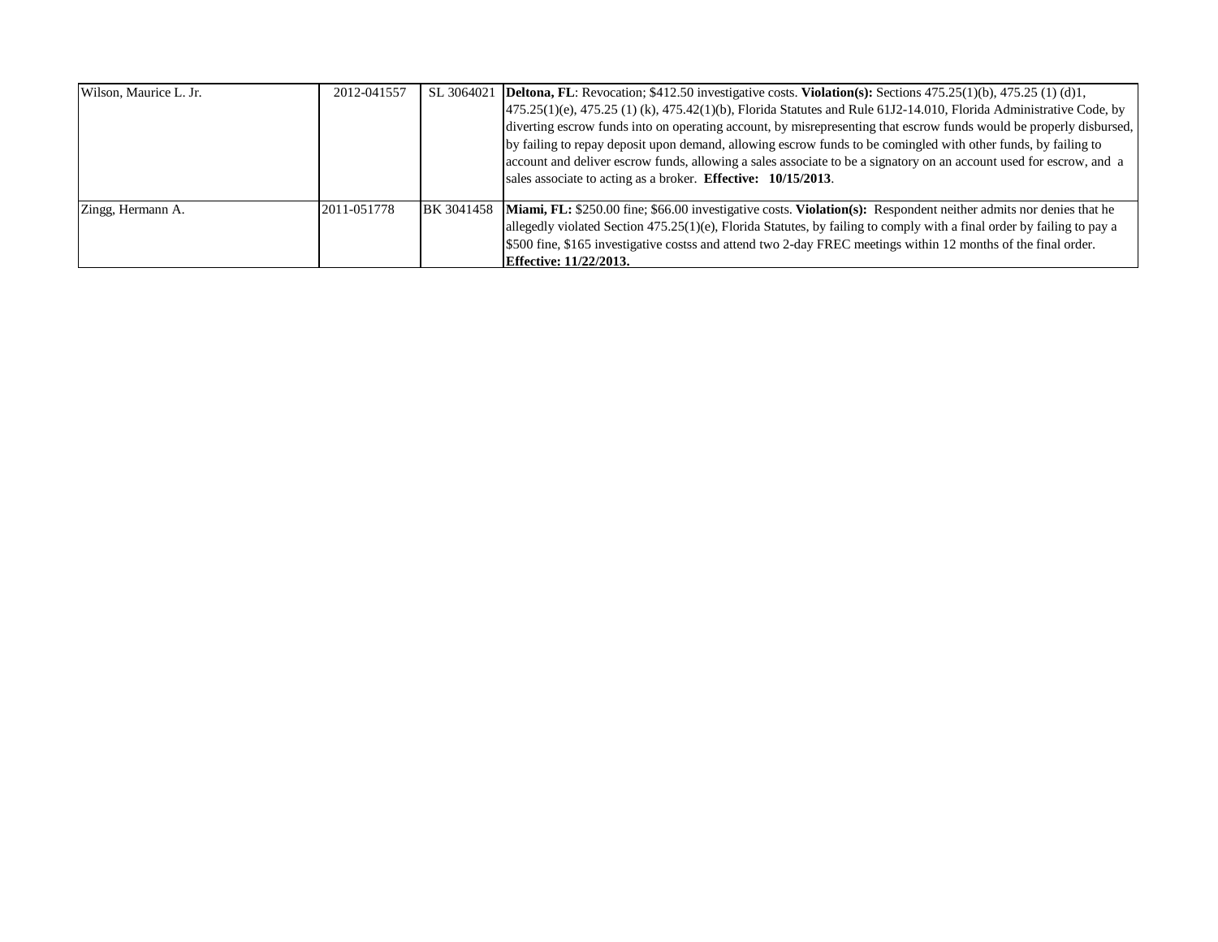| | | | |
|---|---|---|---|
| Wilson, Maurice L. Jr. | 2012-041557 | SL 3064021 | **Deltona, FL**: Revocation; $412.50 investigative costs. **Violation(s):** Sections 475.25(1)(b), 475.25 (1) (d)1, 475.25(1)(e), 475.25 (1) (k), 475.42(1)(b), Florida Statutes and Rule 61J2-14.010, Florida Administrative Code, by diverting escrow funds into on operating account, by misrepresenting that escrow funds would be properly disbursed, by failing to repay deposit upon demand, allowing escrow funds to be comingled with other funds, by failing to account and deliver escrow funds, allowing a sales associate to be a signatory on an account used for escrow, and a sales associate to acting as a broker. **Effective: 10/15/2013**. |
| Zingg, Hermann A. | 2011-051778 | BK 3041458 | **Miami, FL:** $250.00 fine; $66.00 investigative costs. **Violation(s):** Respondent neither admits nor denies that he allegedly violated Section 475.25(1)(e), Florida Statutes, by failing to comply with a final order by failing to pay a $500 fine, $165 investigative costss and attend two 2-day FREC meetings within 12 months of the final order. **Effective: 11/22/2013.** |